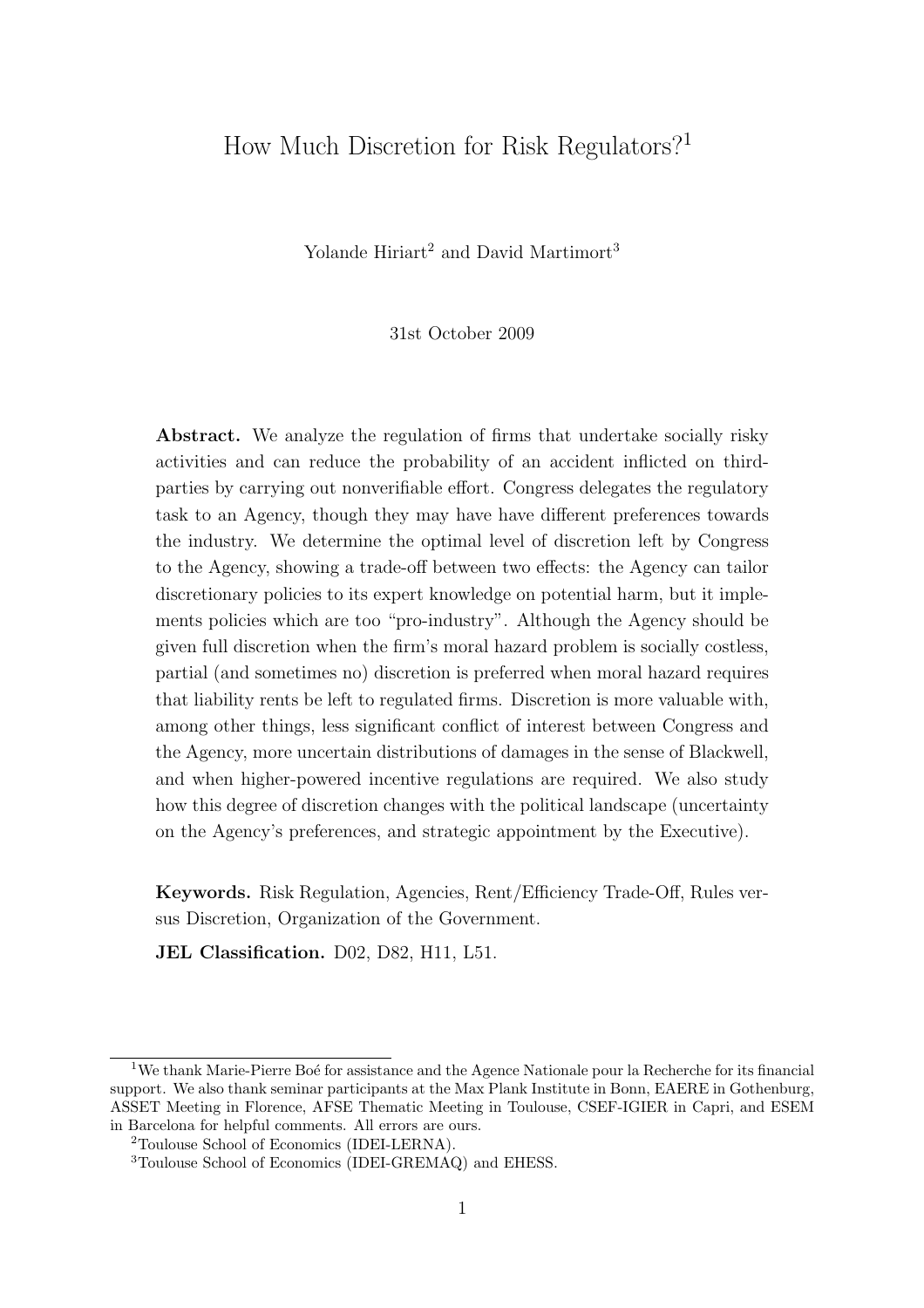# How Much Discretion for Risk Regulators?[1]

Yolande Hiriart[2] and David Martimort[3]

31st October 2009

**Abstract.** We analyze the regulation of firms that undertake socially risky activities and can reduce the probability of an accident inflicted on third-parties by carrying out nonverifiable effort. Congress delegates the regulatory task to an Agency, though they may have have different preferences towards the industry. We determine the optimal level of discretion left by Congress to the Agency, showing a trade-off between two effects: the Agency can tailor discretionary policies to its expert knowledge on potential harm, but it implements policies which are too "pro-industry". Although the Agency should be given full discretion when the firm's moral hazard problem is socially costless, partial (and sometimes no) discretion is preferred when moral hazard requires that liability rents be left to regulated firms. Discretion is more valuable with, among other things, less significant conflict of interest between Congress and the Agency, more uncertain distributions of damages in the sense of Blackwell, and when higher-powered incentive regulations are required. We also study how this degree of discretion changes with the political landscape (uncertainty on the Agency's preferences, and strategic appointment by the Executive).

**Keywords.** Risk Regulation, Agencies, Rent/Efficiency Trade-Off, Rules versus Discretion, Organization of the Government.

**JEL Classification.** D02, D82, H11, L51.

---

[1] We thank Marie-Pierre Boé for assistance and the Agence Nationale pour la Recherche for its financial support. We also thank seminar participants at the Max Plank Institute in Bonn, EAERE in Gothenburg, ASSET Meeting in Florence, AFSE Thematic Meeting in Toulouse, CSEF-IGIER in Capri, and ESEM in Barcelona for helpful comments. All errors are ours.

[2] Toulouse School of Economics (IDEI-LERNA).

[3] Toulouse School of Economics (IDEI-GREMAQ) and EHESS.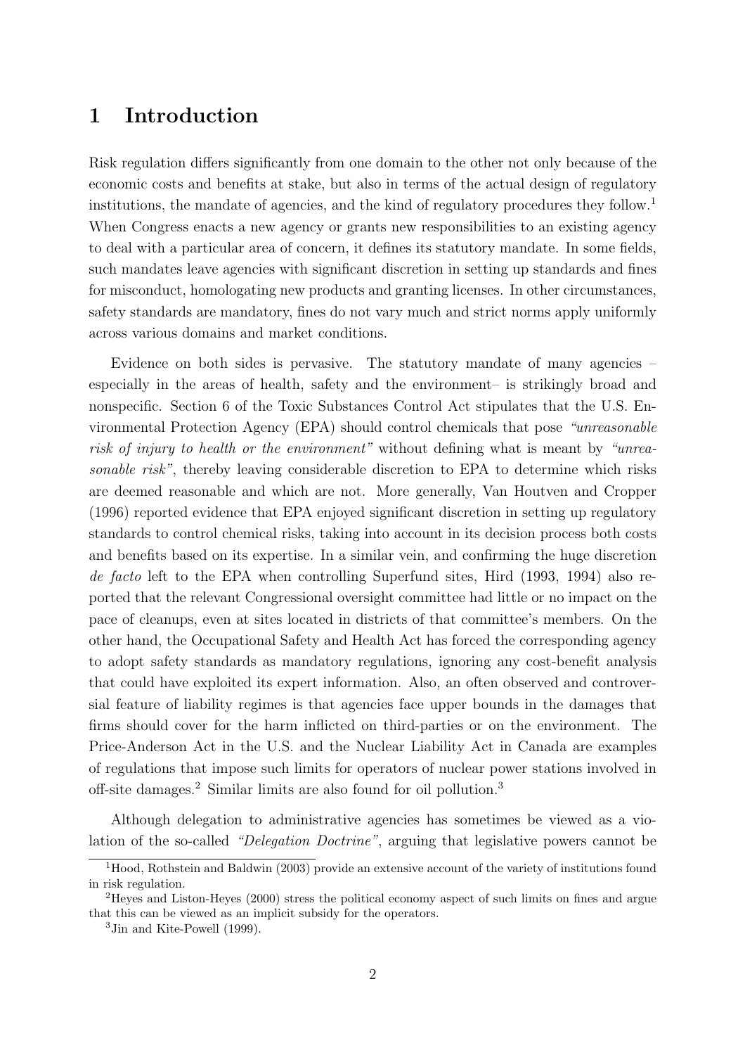# 1 Introduction

Risk regulation differs significantly from one domain to the other not only because of the economic costs and benefits at stake, but also in terms of the actual design of regulatory institutions, the mandate of agencies, and the kind of regulatory procedures they follow.[1] When Congress enacts a new agency or grants new responsibilities to an existing agency to deal with a particular area of concern, it defines its statutory mandate. In some fields, such mandates leave agencies with significant discretion in setting up standards and fines for misconduct, homologating new products and granting licenses. In other circumstances, safety standards are mandatory, fines do not vary much and strict norms apply uniformly across various domains and market conditions.

Evidence on both sides is pervasive. The statutory mandate of many agencies – especially in the areas of health, safety and the environment– is strikingly broad and nonspecific. Section 6 of the Toxic Substances Control Act stipulates that the U.S. Environmental Protection Agency (EPA) should control chemicals that pose *"unreasonable risk of injury to health or the environment"* without defining what is meant by *"unreasonable risk"*, thereby leaving considerable discretion to EPA to determine which risks are deemed reasonable and which are not. More generally, Van Houtven and Cropper (1996) reported evidence that EPA enjoyed significant discretion in setting up regulatory standards to control chemical risks, taking into account in its decision process both costs and benefits based on its expertise. In a similar vein, and confirming the huge discretion *de facto* left to the EPA when controlling Superfund sites, Hird (1993, 1994) also reported that the relevant Congressional oversight committee had little or no impact on the pace of cleanups, even at sites located in districts of that committee's members. On the other hand, the Occupational Safety and Health Act has forced the corresponding agency to adopt safety standards as mandatory regulations, ignoring any cost-benefit analysis that could have exploited its expert information. Also, an often observed and controversial feature of liability regimes is that agencies face upper bounds in the damages that firms should cover for the harm inflicted on third-parties or on the environment. The Price-Anderson Act in the U.S. and the Nuclear Liability Act in Canada are examples of regulations that impose such limits for operators of nuclear power stations involved in off-site damages.[2] Similar limits are also found for oil pollution.[3]

Although delegation to administrative agencies has sometimes be viewed as a violation of the so-called *"Delegation Doctrine"*, arguing that legislative powers cannot be

---

[1] Hood, Rothstein and Baldwin (2003) provide an extensive account of the variety of institutions found in risk regulation.

[2] Heyes and Liston-Heyes (2000) stress the political economy aspect of such limits on fines and argue that this can be viewed as an implicit subsidy for the operators.

[3] Jin and Kite-Powell (1999).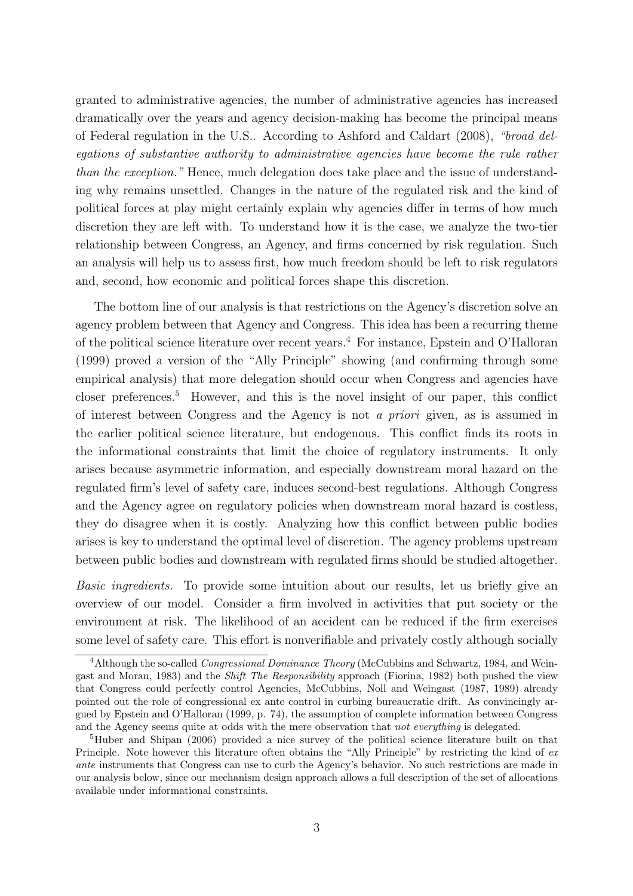granted to administrative agencies, the number of administrative agencies has increased dramatically over the years and agency decision-making has become the principal means of Federal regulation in the U.S.. According to Ashford and Caldart (2008), *"broad delegations of substantive authority to administrative agencies have become the rule rather than the exception."* Hence, much delegation does take place and the issue of understanding why remains unsettled. Changes in the nature of the regulated risk and the kind of political forces at play might certainly explain why agencies differ in terms of how much discretion they are left with. To understand how it is the case, we analyze the two-tier relationship between Congress, an Agency, and firms concerned by risk regulation. Such an analysis will help us to assess first, how much freedom should be left to risk regulators and, second, how economic and political forces shape this discretion.

The bottom line of our analysis is that restrictions on the Agency's discretion solve an agency problem between that Agency and Congress. This idea has been a recurring theme of the political science literature over recent years.[4] For instance, Epstein and O'Halloran (1999) proved a version of the "Ally Principle" showing (and confirming through some empirical analysis) that more delegation should occur when Congress and agencies have closer preferences.[5] However, and this is the novel insight of our paper, this conflict of interest between Congress and the Agency is not *a priori* given, as is assumed in the earlier political science literature, but endogenous. This conflict finds its roots in the informational constraints that limit the choice of regulatory instruments. It only arises because asymmetric information, and especially downstream moral hazard on the regulated firm's level of safety care, induces second-best regulations. Although Congress and the Agency agree on regulatory policies when downstream moral hazard is costless, they do disagree when it is costly. Analyzing how this conflict between public bodies arises is key to understand the optimal level of discretion. The agency problems upstream between public bodies and downstream with regulated firms should be studied altogether.

*Basic ingredients.* To provide some intuition about our results, let us briefly give an overview of our model. Consider a firm involved in activities that put society or the environment at risk. The likelihood of an accident can be reduced if the firm exercises some level of safety care. This effort is nonverifiable and privately costly although socially

---

[4] Although the so-called *Congressional Dominance Theory* (McCubbins and Schwartz, 1984, and Weingast and Moran, 1983) and the *Shift The Responsibility* approach (Fiorina, 1982) both pushed the view that Congress could perfectly control Agencies, McCubbins, Noll and Weingast (1987, 1989) already pointed out the role of congressional ex ante control in curbing bureaucratic drift. As convincingly argued by Epstein and O'Halloran (1999, p. 74), the assumption of complete information between Congress and the Agency seems quite at odds with the mere observation that *not everything* is delegated.

[5] Huber and Shipan (2006) provided a nice survey of the political science literature built on that Principle. Note however this literature often obtains the "Ally Principle" by restricting the kind of *ex ante* instruments that Congress can use to curb the Agency's behavior. No such restrictions are made in our analysis below, since our mechanism design approach allows a full description of the set of allocations available under informational constraints.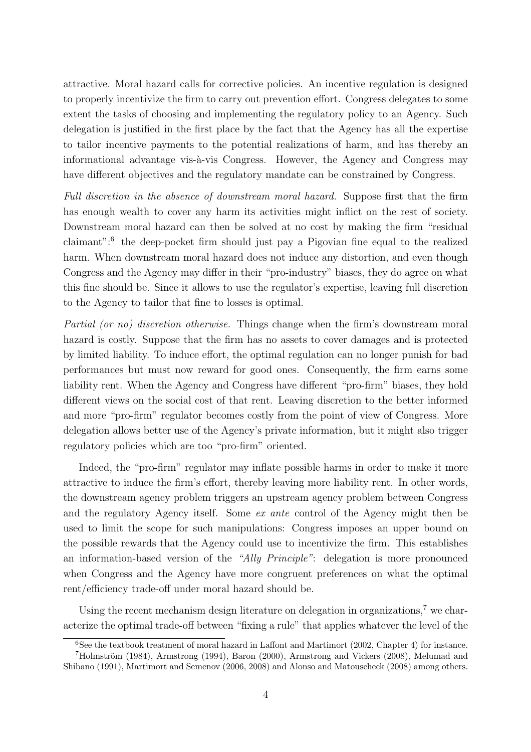attractive. Moral hazard calls for corrective policies. An incentive regulation is designed to properly incentivize the firm to carry out prevention effort. Congress delegates to some extent the tasks of choosing and implementing the regulatory policy to an Agency. Such delegation is justified in the first place by the fact that the Agency has all the expertise to tailor incentive payments to the potential realizations of harm, and has thereby an informational advantage vis-à-vis Congress. However, the Agency and Congress may have different objectives and the regulatory mandate can be constrained by Congress.

*Full discretion in the absence of downstream moral hazard.* Suppose first that the firm has enough wealth to cover any harm its activities might inflict on the rest of society. Downstream moral hazard can then be solved at no cost by making the firm "residual claimant":[6] the deep-pocket firm should just pay a Pigovian fine equal to the realized harm. When downstream moral hazard does not induce any distortion, and even though Congress and the Agency may differ in their "pro-industry" biases, they do agree on what this fine should be. Since it allows to use the regulator's expertise, leaving full discretion to the Agency to tailor that fine to losses is optimal.

*Partial (or no) discretion otherwise.* Things change when the firm's downstream moral hazard is costly. Suppose that the firm has no assets to cover damages and is protected by limited liability. To induce effort, the optimal regulation can no longer punish for bad performances but must now reward for good ones. Consequently, the firm earns some liability rent. When the Agency and Congress have different "pro-firm" biases, they hold different views on the social cost of that rent. Leaving discretion to the better informed and more "pro-firm" regulator becomes costly from the point of view of Congress. More delegation allows better use of the Agency's private information, but it might also trigger regulatory policies which are too "pro-firm" oriented.

Indeed, the "pro-firm" regulator may inflate possible harms in order to make it more attractive to induce the firm's effort, thereby leaving more liability rent. In other words, the downstream agency problem triggers an upstream agency problem between Congress and the regulatory Agency itself. Some *ex ante* control of the Agency might then be used to limit the scope for such manipulations: Congress imposes an upper bound on the possible rewards that the Agency could use to incentivize the firm. This establishes an information-based version of the *"Ally Principle"*: delegation is more pronounced when Congress and the Agency have more congruent preferences on what the optimal rent/efficiency trade-off under moral hazard should be.

Using the recent mechanism design literature on delegation in organizations,[7] we characterize the optimal trade-off between "fixing a rule" that applies whatever the level of the

---

[6] See the textbook treatment of moral hazard in Laffont and Martimort (2002, Chapter 4) for instance.

[7] Holmström (1984), Armstrong (1994), Baron (2000), Armstrong and Vickers (2008), Melumad and Shibano (1991), Martimort and Semenov (2006, 2008) and Alonso and Matouscheck (2008) among others.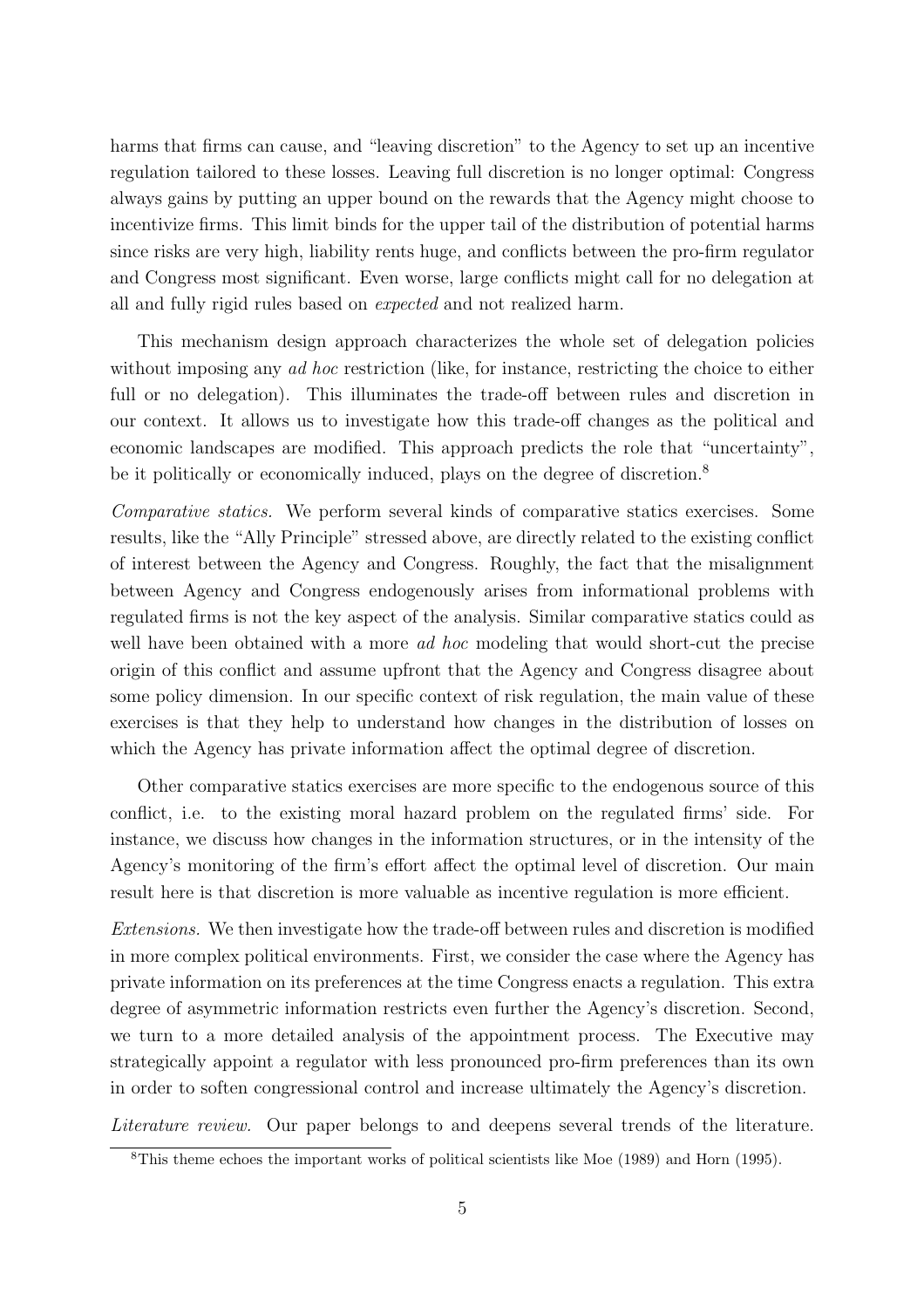harms that firms can cause, and "leaving discretion" to the Agency to set up an incentive regulation tailored to these losses. Leaving full discretion is no longer optimal: Congress always gains by putting an upper bound on the rewards that the Agency might choose to incentivize firms. This limit binds for the upper tail of the distribution of potential harms since risks are very high, liability rents huge, and conflicts between the pro-firm regulator and Congress most significant. Even worse, large conflicts might call for no delegation at all and fully rigid rules based on *expected* and not realized harm.

This mechanism design approach characterizes the whole set of delegation policies without imposing any *ad hoc* restriction (like, for instance, restricting the choice to either full or no delegation). This illuminates the trade-off between rules and discretion in our context. It allows us to investigate how this trade-off changes as the political and economic landscapes are modified. This approach predicts the role that "uncertainty", be it politically or economically induced, plays on the degree of discretion.[8]

*Comparative statics.* We perform several kinds of comparative statics exercises. Some results, like the "Ally Principle" stressed above, are directly related to the existing conflict of interest between the Agency and Congress. Roughly, the fact that the misalignment between Agency and Congress endogenously arises from informational problems with regulated firms is not the key aspect of the analysis. Similar comparative statics could as well have been obtained with a more *ad hoc* modeling that would short-cut the precise origin of this conflict and assume upfront that the Agency and Congress disagree about some policy dimension. In our specific context of risk regulation, the main value of these exercises is that they help to understand how changes in the distribution of losses on which the Agency has private information affect the optimal degree of discretion.

Other comparative statics exercises are more specific to the endogenous source of this conflict, i.e. to the existing moral hazard problem on the regulated firms' side. For instance, we discuss how changes in the information structures, or in the intensity of the Agency's monitoring of the firm's effort affect the optimal level of discretion. Our main result here is that discretion is more valuable as incentive regulation is more efficient.

*Extensions.* We then investigate how the trade-off between rules and discretion is modified in more complex political environments. First, we consider the case where the Agency has private information on its preferences at the time Congress enacts a regulation. This extra degree of asymmetric information restricts even further the Agency's discretion. Second, we turn to a more detailed analysis of the appointment process. The Executive may strategically appoint a regulator with less pronounced pro-firm preferences than its own in order to soften congressional control and increase ultimately the Agency's discretion.

*Literature review.* Our paper belongs to and deepens several trends of the literature.

[8] This theme echoes the important works of political scientists like Moe (1989) and Horn (1995).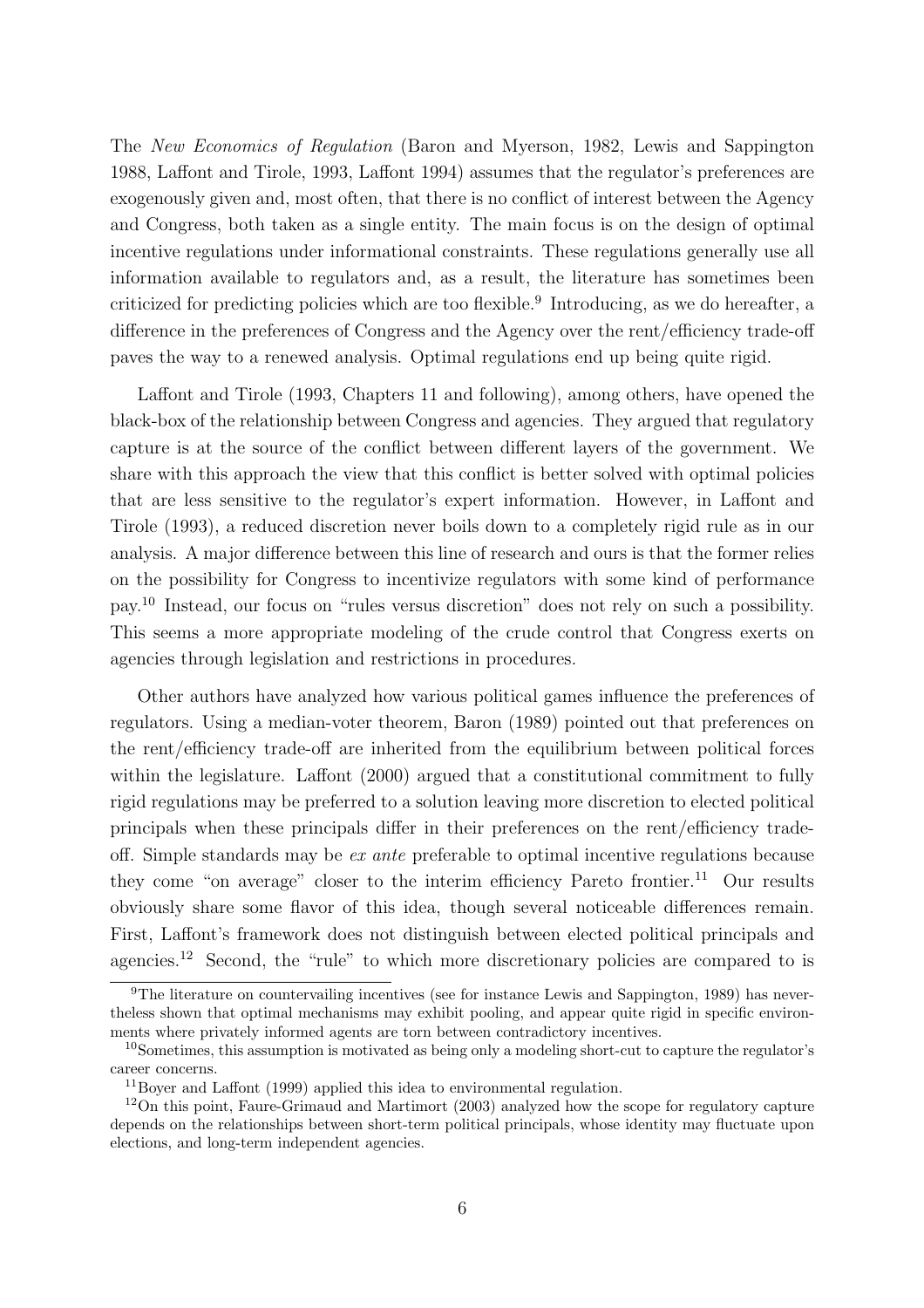The *New Economics of Regulation* (Baron and Myerson, 1982, Lewis and Sappington 1988, Laffont and Tirole, 1993, Laffont 1994) assumes that the regulator's preferences are exogenously given and, most often, that there is no conflict of interest between the Agency and Congress, both taken as a single entity. The main focus is on the design of optimal incentive regulations under informational constraints. These regulations generally use all information available to regulators and, as a result, the literature has sometimes been criticized for predicting policies which are too flexible.[9] Introducing, as we do hereafter, a difference in the preferences of Congress and the Agency over the rent/efficiency trade-off paves the way to a renewed analysis. Optimal regulations end up being quite rigid.

Laffont and Tirole (1993, Chapters 11 and following), among others, have opened the black-box of the relationship between Congress and agencies. They argued that regulatory capture is at the source of the conflict between different layers of the government. We share with this approach the view that this conflict is better solved with optimal policies that are less sensitive to the regulator's expert information. However, in Laffont and Tirole (1993), a reduced discretion never boils down to a completely rigid rule as in our analysis. A major difference between this line of research and ours is that the former relies on the possibility for Congress to incentivize regulators with some kind of performance pay.[10] Instead, our focus on "rules versus discretion" does not rely on such a possibility. This seems a more appropriate modeling of the crude control that Congress exerts on agencies through legislation and restrictions in procedures.

Other authors have analyzed how various political games influence the preferences of regulators. Using a median-voter theorem, Baron (1989) pointed out that preferences on the rent/efficiency trade-off are inherited from the equilibrium between political forces within the legislature. Laffont (2000) argued that a constitutional commitment to fully rigid regulations may be preferred to a solution leaving more discretion to elected political principals when these principals differ in their preferences on the rent/efficiency trade-off. Simple standards may be *ex ante* preferable to optimal incentive regulations because they come "on average" closer to the interim efficiency Pareto frontier.[11] Our results obviously share some flavor of this idea, though several noticeable differences remain. First, Laffont's framework does not distinguish between elected political principals and agencies.[12] Second, the "rule" to which more discretionary policies are compared to is

[9]The literature on countervailing incentives (see for instance Lewis and Sappington, 1989) has nevertheless shown that optimal mechanisms may exhibit pooling, and appear quite rigid in specific environments where privately informed agents are torn between contradictory incentives.

[10]Sometimes, this assumption is motivated as being only a modeling short-cut to capture the regulator's career concerns.

[11]Boyer and Laffont (1999) applied this idea to environmental regulation.

[12]On this point, Faure-Grimaud and Martimort (2003) analyzed how the scope for regulatory capture depends on the relationships between short-term political principals, whose identity may fluctuate upon elections, and long-term independent agencies.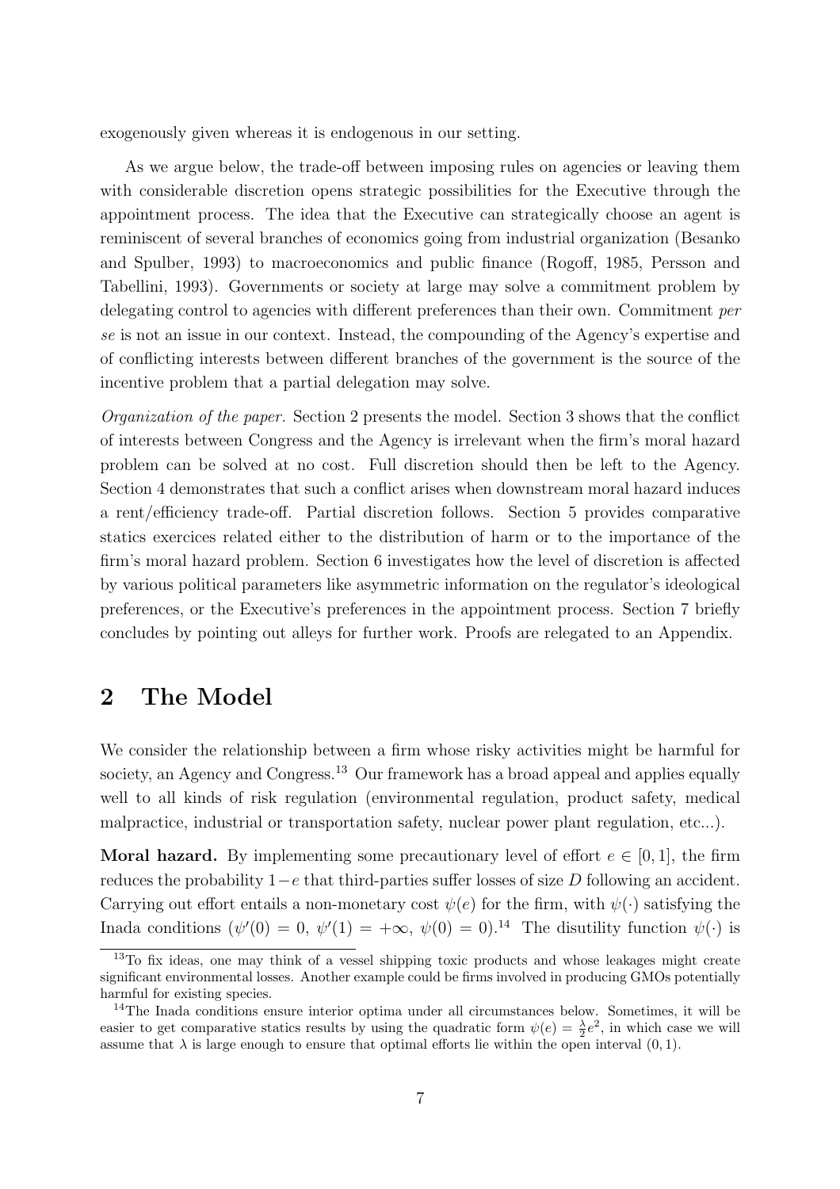exogenously given whereas it is endogenous in our setting.

As we argue below, the trade-off between imposing rules on agencies or leaving them with considerable discretion opens strategic possibilities for the Executive through the appointment process. The idea that the Executive can strategically choose an agent is reminiscent of several branches of economics going from industrial organization (Besanko and Spulber, 1993) to macroeconomics and public finance (Rogoff, 1985, Persson and Tabellini, 1993). Governments or society at large may solve a commitment problem by delegating control to agencies with different preferences than their own. Commitment *per se* is not an issue in our context. Instead, the compounding of the Agency's expertise and of conflicting interests between different branches of the government is the source of the incentive problem that a partial delegation may solve.

*Organization of the paper.* Section 2 presents the model. Section 3 shows that the conflict of interests between Congress and the Agency is irrelevant when the firm's moral hazard problem can be solved at no cost. Full discretion should then be left to the Agency. Section 4 demonstrates that such a conflict arises when downstream moral hazard induces a rent/efficiency trade-off. Partial discretion follows. Section 5 provides comparative statics exercices related either to the distribution of harm or to the importance of the firm's moral hazard problem. Section 6 investigates how the level of discretion is affected by various political parameters like asymmetric information on the regulator's ideological preferences, or the Executive's preferences in the appointment process. Section 7 briefly concludes by pointing out alleys for further work. Proofs are relegated to an Appendix.

## 2 The Model

We consider the relationship between a firm whose risky activities might be harmful for society, an Agency and Congress.[13] Our framework has a broad appeal and applies equally well to all kinds of risk regulation (environmental regulation, product safety, medical malpractice, industrial or transportation safety, nuclear power plant regulation, etc...).

**Moral hazard.** By implementing some precautionary level of effort $e \in [0, 1]$, the firm reduces the probability $1-e$ that third-parties suffer losses of size $D$ following an accident. Carrying out effort entails a non-monetary cost $\psi(e)$ for the firm, with $\psi(\cdot)$ satisfying the Inada conditions ($\psi'(0) = 0$, $\psi'(1) = +\infty$, $\psi(0) = 0$).[14] The disutility function $\psi(\cdot)$ is

[13] To fix ideas, one may think of a vessel shipping toxic products and whose leakages might create significant environmental losses. Another example could be firms involved in producing GMOs potentially harmful for existing species.

[14] The Inada conditions ensure interior optima under all circumstances below. Sometimes, it will be easier to get comparative statics results by using the quadratic form $\psi(e) = \frac{\lambda}{2}e^2$, in which case we will assume that $\lambda$ is large enough to ensure that optimal efforts lie within the open interval $(0, 1)$.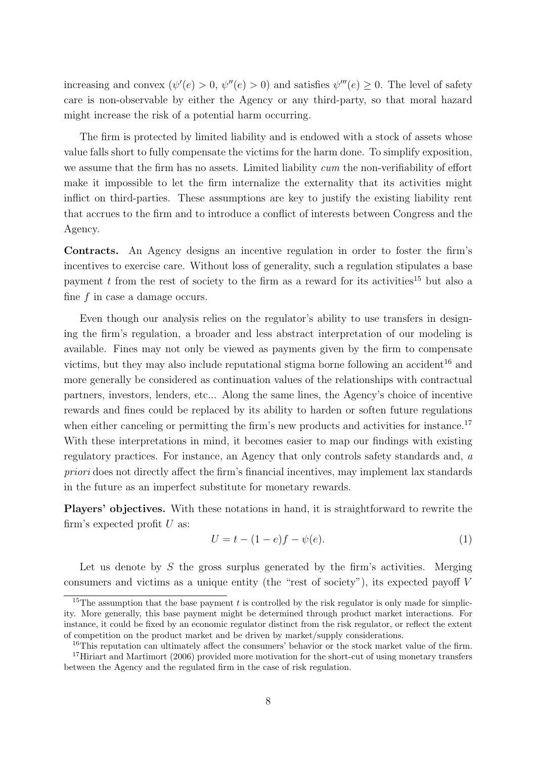increasing and convex ($\psi'(e) > 0$, $\psi''(e) > 0$) and satisfies $\psi'''(e) \geq 0$. The level of safety care is non-observable by either the Agency or any third-party, so that moral hazard might increase the risk of a potential harm occurring.

The firm is protected by limited liability and is endowed with a stock of assets whose value falls short to fully compensate the victims for the harm done. To simplify exposition, we assume that the firm has no assets. Limited liability *cum* the non-verifiability of effort make it impossible to let the firm internalize the externality that its activities might inflict on third-parties. These assumptions are key to justify the existing liability rent that accrues to the firm and to introduce a conflict of interests between Congress and the Agency.

**Contracts.** An Agency designs an incentive regulation in order to foster the firm's incentives to exercise care. Without loss of generality, such a regulation stipulates a base payment $t$ from the rest of society to the firm as a reward for its activities[15] but also a fine $f$ in case a damage occurs.

Even though our analysis relies on the regulator's ability to use transfers in designing the firm's regulation, a broader and less abstract interpretation of our modeling is available. Fines may not only be viewed as payments given by the firm to compensate victims, but they may also include reputational stigma borne following an accident[16] and more generally be considered as continuation values of the relationships with contractual partners, investors, lenders, etc... Along the same lines, the Agency's choice of incentive rewards and fines could be replaced by its ability to harden or soften future regulations when either canceling or permitting the firm's new products and activities for instance.[17] With these interpretations in mind, it becomes easier to map our findings with existing regulatory practices. For instance, an Agency that only controls safety standards and, *a priori* does not directly affect the firm's financial incentives, may implement lax standards in the future as an imperfect substitute for monetary rewards.

**Players' objectives.** With these notations in hand, it is straightforward to rewrite the firm's expected profit $U$ as:

$$U = t - (1 - e)f - \psi(e). \tag{1}$$

Let us denote by $S$ the gross surplus generated by the firm's activities. Merging consumers and victims as a unique entity (the "rest of society"), its expected payoff $V$

[15] The assumption that the base payment $t$ is controlled by the risk regulator is only made for simplicity. More generally, this base payment might be determined through product market interactions. For instance, it could be fixed by an economic regulator distinct from the risk regulator, or reflect the extent of competition on the product market and be driven by market/supply considerations.

[16] This reputation can ultimately affect the consumers' behavior or the stock market value of the firm.

[17] Hiriart and Martimort (2006) provided more motivation for the short-cut of using monetary transfers between the Agency and the regulated firm in the case of risk regulation.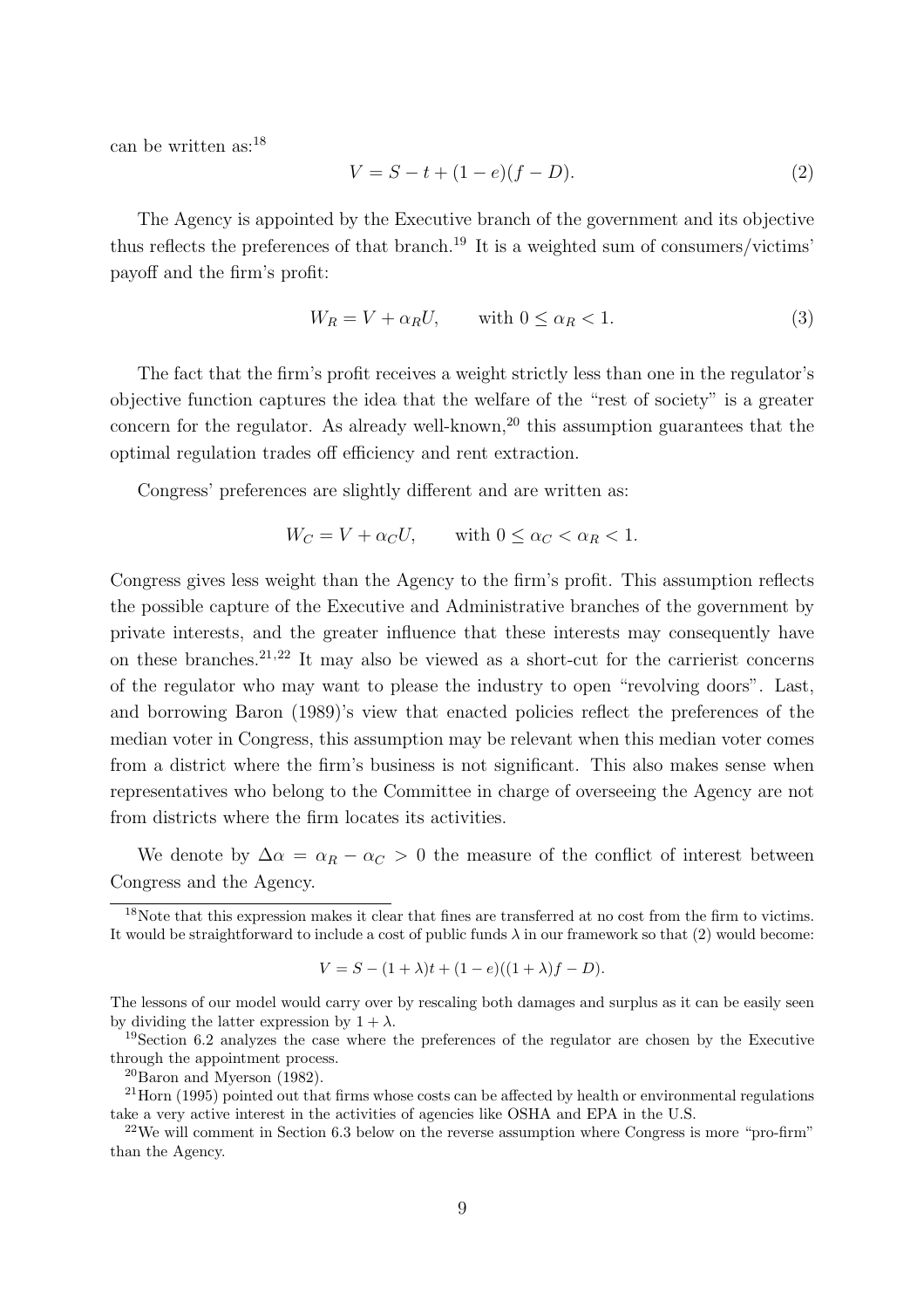can be written as:[18]

$$V = S - t + (1 - e)(f - D). \tag{2}$$

The Agency is appointed by the Executive branch of the government and its objective thus reflects the preferences of that branch.[19] It is a weighted sum of consumers/victims' payoff and the firm's profit:

$$W_R = V + \alpha_R U, \qquad \text{with } 0 \leq \alpha_R < 1. \tag{3}$$

The fact that the firm's profit receives a weight strictly less than one in the regulator's objective function captures the idea that the welfare of the "rest of society" is a greater concern for the regulator. As already well-known,[20] this assumption guarantees that the optimal regulation trades off efficiency and rent extraction.

Congress' preferences are slightly different and are written as:

$$W_C = V + \alpha_C U, \qquad \text{with } 0 \leq \alpha_C < \alpha_R < 1.$$

Congress gives less weight than the Agency to the firm's profit. This assumption reflects the possible capture of the Executive and Administrative branches of the government by private interests, and the greater influence that these interests may consequently have on these branches.[21,22] It may also be viewed as a short-cut for the carrierist concerns of the regulator who may want to please the industry to open "revolving doors". Last, and borrowing Baron (1989)'s view that enacted policies reflect the preferences of the median voter in Congress, this assumption may be relevant when this median voter comes from a district where the firm's business is not significant. This also makes sense when representatives who belong to the Committee in charge of overseeing the Agency are not from districts where the firm locates its activities.

We denote by $\Delta\alpha = \alpha_R - \alpha_C > 0$ the measure of the conflict of interest between Congress and the Agency.

---

[18] Note that this expression makes it clear that fines are transferred at no cost from the firm to victims. It would be straightforward to include a cost of public funds $\lambda$ in our framework so that (2) would become:

$$V = S - (1 + \lambda)t + (1 - e)((1 + \lambda)f - D).$$

The lessons of our model would carry over by rescaling both damages and surplus as it can be easily seen by dividing the latter expression by $1 + \lambda$.

[19] Section 6.2 analyzes the case where the preferences of the regulator are chosen by the Executive through the appointment process.

[20] Baron and Myerson (1982).

[21] Horn (1995) pointed out that firms whose costs can be affected by health or environmental regulations take a very active interest in the activities of agencies like OSHA and EPA in the U.S.

[22] We will comment in Section 6.3 below on the reverse assumption where Congress is more "pro-firm" than the Agency.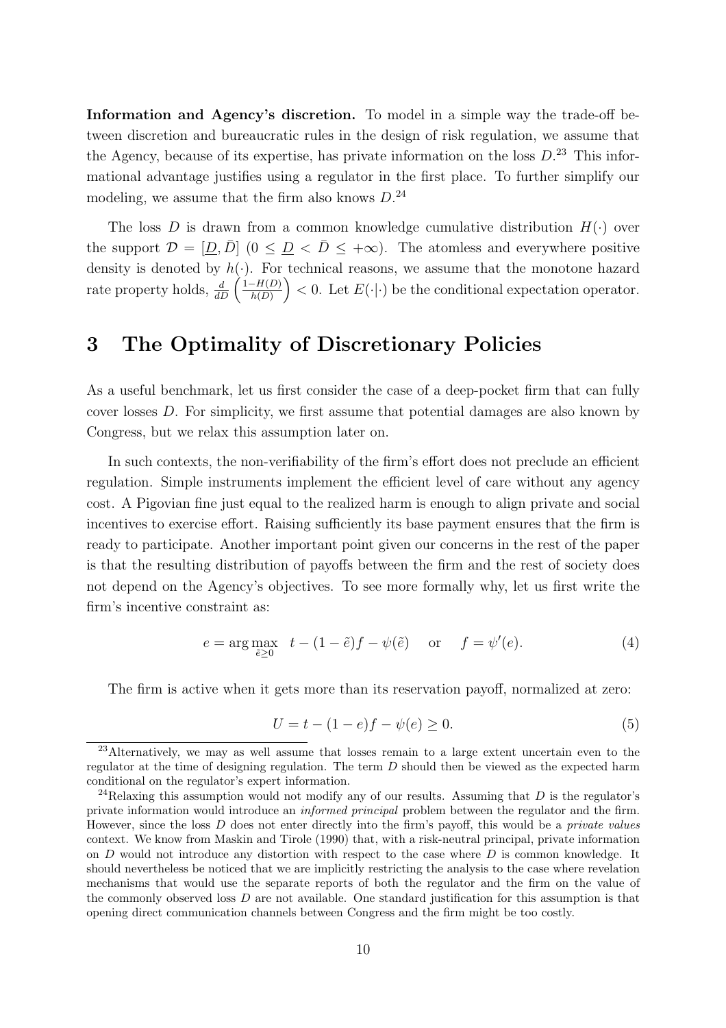**Information and Agency's discretion.** To model in a simple way the trade-off between discretion and bureaucratic rules in the design of risk regulation, we assume that the Agency, because of its expertise, has private information on the loss $D$.[23] This informational advantage justifies using a regulator in the first place. To further simplify our modeling, we assume that the firm also knows $D$.[24]

The loss $D$ is drawn from a common knowledge cumulative distribution $H(\cdot)$ over the support $\mathcal{D} = [\underline{D}, \bar{D}]$ $(0 \leq \underline{D} < \bar{D} \leq +\infty)$. The atomless and everywhere positive density is denoted by $h(\cdot)$. For technical reasons, we assume that the monotone hazard rate property holds, $\frac{d}{dD}\left(\frac{1-H(D)}{h(D)}\right) < 0$. Let $E(\cdot|\cdot)$ be the conditional expectation operator.

# 3 The Optimality of Discretionary Policies

As a useful benchmark, let us first consider the case of a deep-pocket firm that can fully cover losses $D$. For simplicity, we first assume that potential damages are also known by Congress, but we relax this assumption later on.

In such contexts, the non-verifiability of the firm's effort does not preclude an efficient regulation. Simple instruments implement the efficient level of care without any agency cost. A Pigovian fine just equal to the realized harm is enough to align private and social incentives to exercise effort. Raising sufficiently its base payment ensures that the firm is ready to participate. Another important point given our concerns in the rest of the paper is that the resulting distribution of payoffs between the firm and the rest of society does not depend on the Agency's objectives. To see more formally why, let us first write the firm's incentive constraint as:

$$e = \arg\max_{\tilde{e} \geq 0} \quad t - (1 - \tilde{e})f - \psi(\tilde{e}) \quad \text{ or } \quad f = \psi'(e). \tag{4}$$

The firm is active when it gets more than its reservation payoff, normalized at zero:

$$U = t - (1 - e)f - \psi(e) \geq 0. \tag{5}$$

---

[23] Alternatively, we may as well assume that losses remain to a large extent uncertain even to the regulator at the time of designing regulation. The term $D$ should then be viewed as the expected harm conditional on the regulator's expert information.

[24] Relaxing this assumption would not modify any of our results. Assuming that $D$ is the regulator's private information would introduce an *informed principal* problem between the regulator and the firm. However, since the loss $D$ does not enter directly into the firm's payoff, this would be a *private values* context. We know from Maskin and Tirole (1990) that, with a risk-neutral principal, private information on $D$ would not introduce any distortion with respect to the case where $D$ is common knowledge. It should nevertheless be noticed that we are implicitly restricting the analysis to the case where revelation mechanisms that would use the separate reports of both the regulator and the firm on the value of the commonly observed loss $D$ are not available. One standard justification for this assumption is that opening direct communication channels between Congress and the firm might be too costly.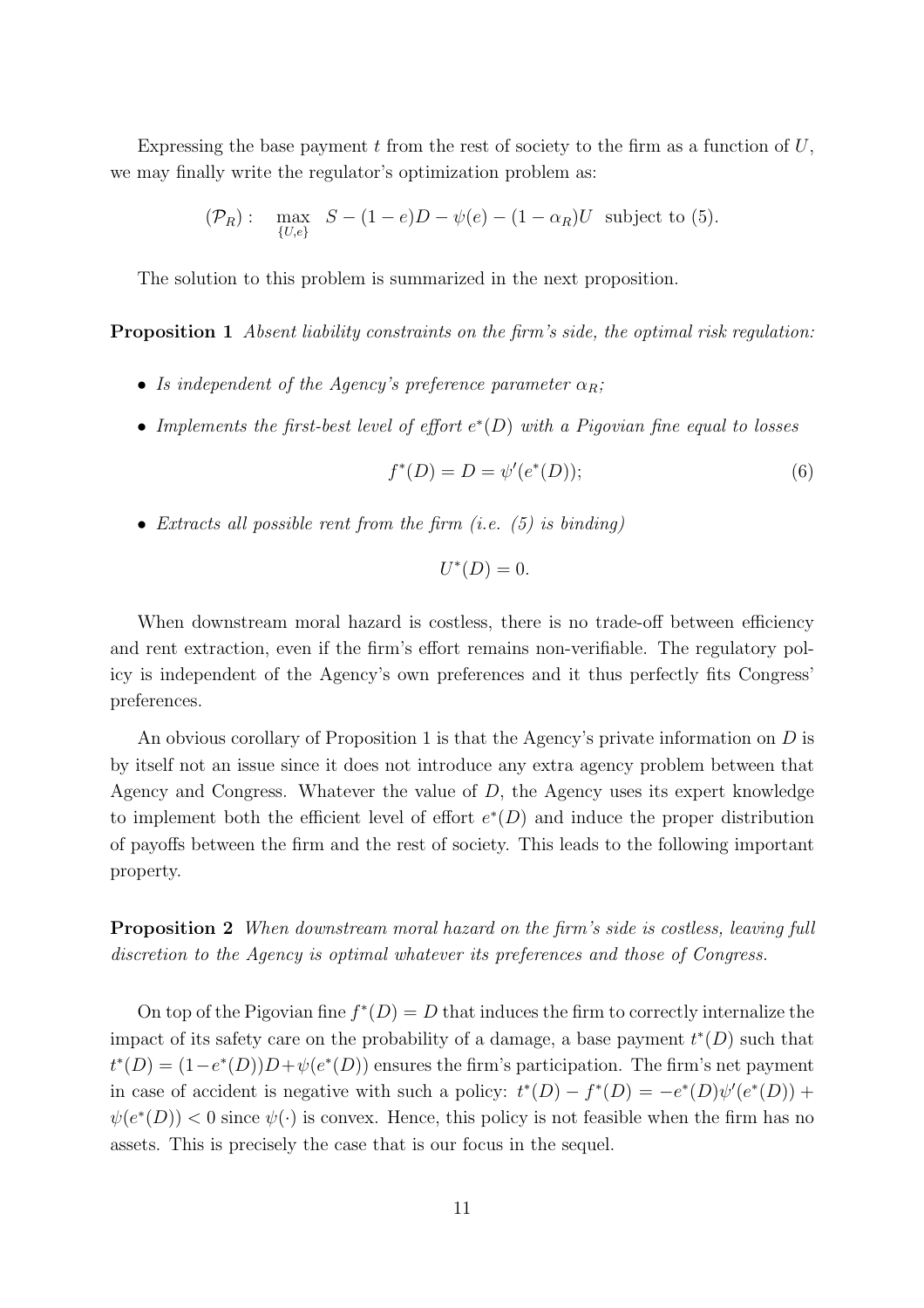Expressing the base payment $t$ from the rest of society to the firm as a function of $U$, we may finally write the regulator's optimization problem as:

$$(\mathcal{P}_R): \quad \max_{\{U,e\}} \; S - (1-e)D - \psi(e) - (1-\alpha_R)U \;\; \text{subject to (5)}.$$

The solution to this problem is summarized in the next proposition.

**Proposition 1** *Absent liability constraints on the firm's side, the optimal risk regulation:*

- *Is independent of the Agency's preference parameter $\alpha_R$;*
- *Implements the first-best level of effort $e^*(D)$ with a Pigovian fine equal to losses*

$$f^*(D) = D = \psi'(e^*(D)); \tag{6}$$

- *Extracts all possible rent from the firm (i.e. (5) is binding)*

$$U^*(D) = 0.$$

When downstream moral hazard is costless, there is no trade-off between efficiency and rent extraction, even if the firm's effort remains non-verifiable. The regulatory policy is independent of the Agency's own preferences and it thus perfectly fits Congress' preferences.

An obvious corollary of Proposition 1 is that the Agency's private information on $D$ is by itself not an issue since it does not introduce any extra agency problem between that Agency and Congress. Whatever the value of $D$, the Agency uses its expert knowledge to implement both the efficient level of effort $e^*(D)$ and induce the proper distribution of payoffs between the firm and the rest of society. This leads to the following important property.

**Proposition 2** *When downstream moral hazard on the firm's side is costless, leaving full discretion to the Agency is optimal whatever its preferences and those of Congress.*

On top of the Pigovian fine $f^*(D) = D$ that induces the firm to correctly internalize the impact of its safety care on the probability of a damage, a base payment $t^*(D)$ such that $t^*(D) = (1-e^*(D))D + \psi(e^*(D))$ ensures the firm's participation. The firm's net payment in case of accident is negative with such a policy: $t^*(D) - f^*(D) = -e^*(D)\psi'(e^*(D)) + \psi(e^*(D)) < 0$ since $\psi(\cdot)$ is convex. Hence, this policy is not feasible when the firm has no assets. This is precisely the case that is our focus in the sequel.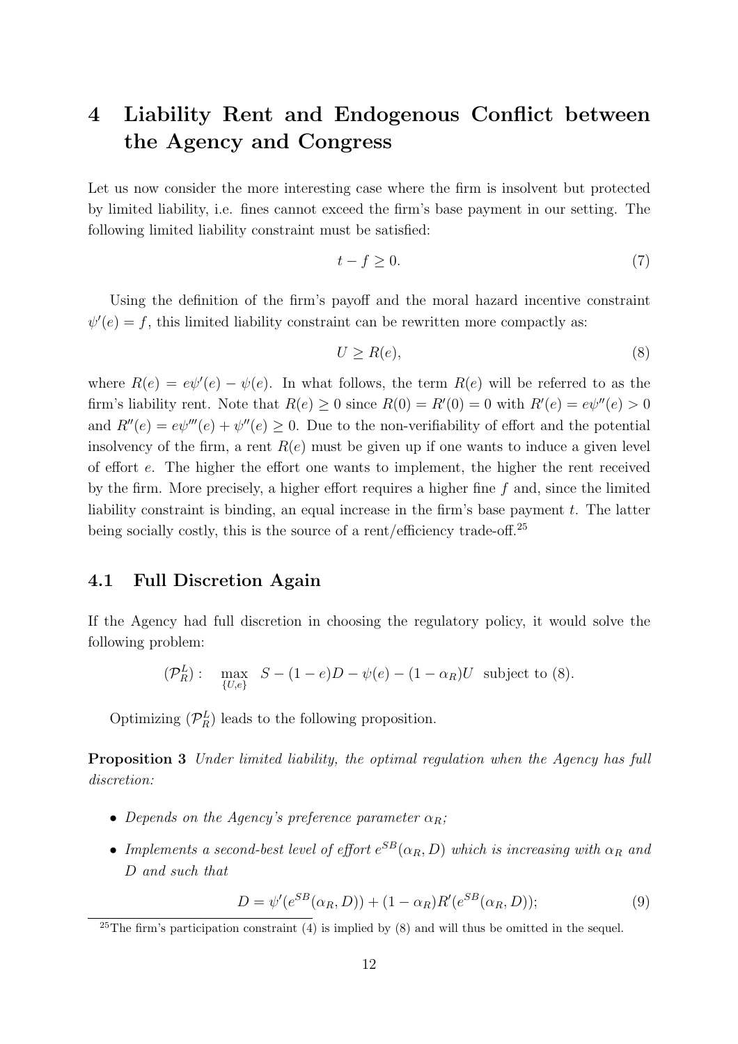# 4 Liability Rent and Endogenous Conflict between the Agency and Congress

Let us now consider the more interesting case where the firm is insolvent but protected by limited liability, i.e. fines cannot exceed the firm's base payment in our setting. The following limited liability constraint must be satisfied:

$$t - f \geq 0. \tag{7}$$

Using the definition of the firm's payoff and the moral hazard incentive constraint $\psi'(e) = f$, this limited liability constraint can be rewritten more compactly as:

$$U \geq R(e), \tag{8}$$

where $R(e) = e\psi'(e) - \psi(e)$. In what follows, the term $R(e)$ will be referred to as the firm's liability rent. Note that $R(e) \geq 0$ since $R(0) = R'(0) = 0$ with $R'(e) = e\psi''(e) > 0$ and $R''(e) = e\psi'''(e) + \psi''(e) \geq 0$. Due to the non-verifiability of effort and the potential insolvency of the firm, a rent $R(e)$ must be given up if one wants to induce a given level of effort $e$. The higher the effort one wants to implement, the higher the rent received by the firm. More precisely, a higher effort requires a higher fine $f$ and, since the limited liability constraint is binding, an equal increase in the firm's base payment $t$. The latter being socially costly, this is the source of a rent/efficiency trade-off.[25]

## 4.1 Full Discretion Again

If the Agency had full discretion in choosing the regulatory policy, it would solve the following problem:

$$(\mathcal{P}_R^L): \quad \max_{\{U,e\}} \;\; S - (1-e)D - \psi(e) - (1-\alpha_R)U \;\; \text{subject to (8).}$$

Optimizing $(\mathcal{P}_R^L)$ leads to the following proposition.

**Proposition 3** *Under limited liability, the optimal regulation when the Agency has full discretion:*

- *Depends on the Agency's preference parameter $\alpha_R$;*
- *Implements a second-best level of effort $e^{SB}(\alpha_R, D)$ which is increasing with $\alpha_R$ and $D$ and such that*

$$D = \psi'(e^{SB}(\alpha_R, D)) + (1-\alpha_R)R'(e^{SB}(\alpha_R, D)); \tag{9}$$

[25] The firm's participation constraint (4) is implied by (8) and will thus be omitted in the sequel.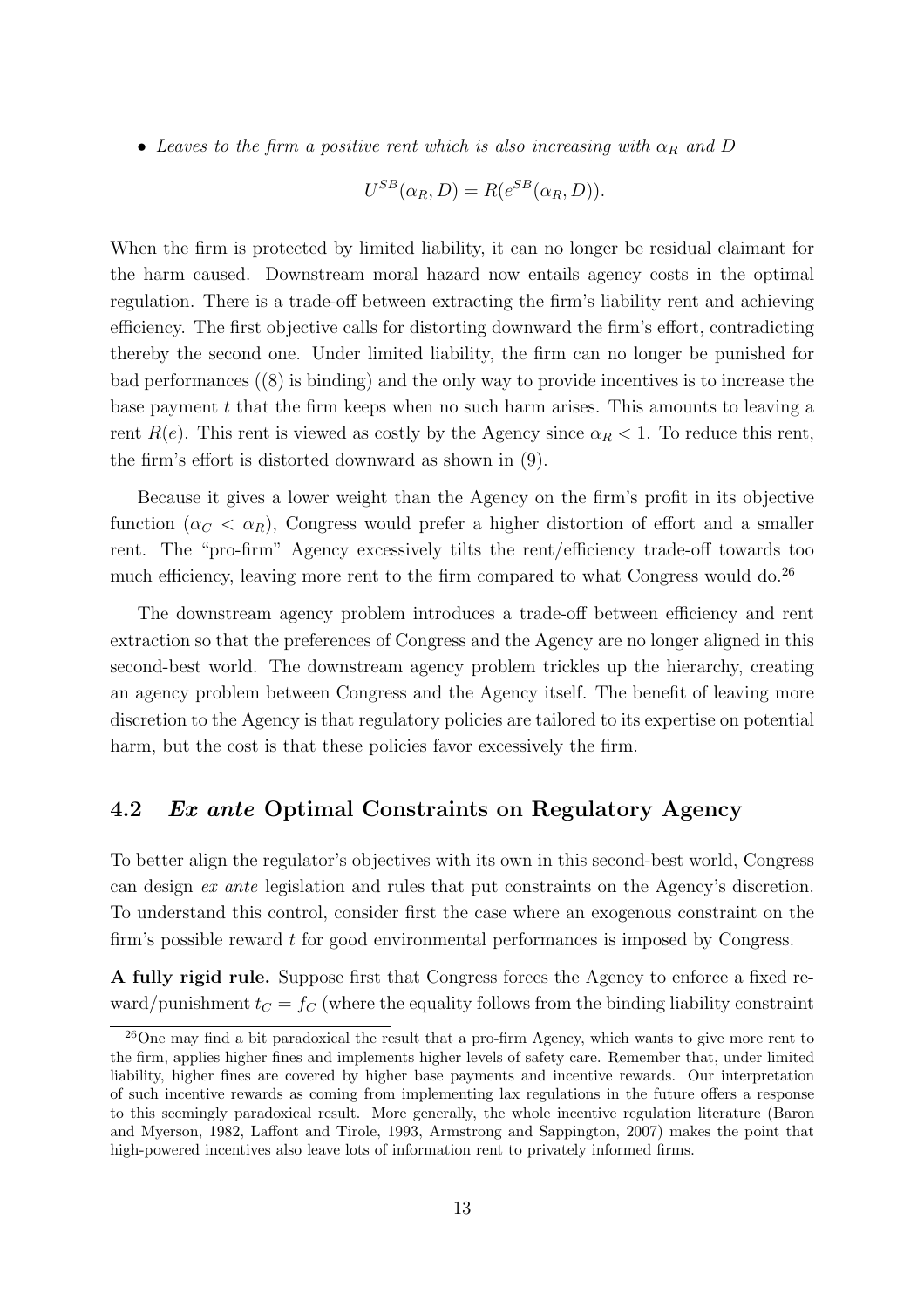- *Leaves to the firm a positive rent which is also increasing with $\alpha_R$ and $D$*

$$U^{SB}(\alpha_R, D) = R(e^{SB}(\alpha_R, D)).$$

When the firm is protected by limited liability, it can no longer be residual claimant for the harm caused. Downstream moral hazard now entails agency costs in the optimal regulation. There is a trade-off between extracting the firm's liability rent and achieving efficiency. The first objective calls for distorting downward the firm's effort, contradicting thereby the second one. Under limited liability, the firm can no longer be punished for bad performances ((8) is binding) and the only way to provide incentives is to increase the base payment $t$ that the firm keeps when no such harm arises. This amounts to leaving a rent $R(e)$. This rent is viewed as costly by the Agency since $\alpha_R < 1$. To reduce this rent, the firm's effort is distorted downward as shown in (9).

Because it gives a lower weight than the Agency on the firm's profit in its objective function ($\alpha_C < \alpha_R$), Congress would prefer a higher distortion of effort and a smaller rent. The "pro-firm" Agency excessively tilts the rent/efficiency trade-off towards too much efficiency, leaving more rent to the firm compared to what Congress would do.[26]

The downstream agency problem introduces a trade-off between efficiency and rent extraction so that the preferences of Congress and the Agency are no longer aligned in this second-best world. The downstream agency problem trickles up the hierarchy, creating an agency problem between Congress and the Agency itself. The benefit of leaving more discretion to the Agency is that regulatory policies are tailored to its expertise on potential harm, but the cost is that these policies favor excessively the firm.

## 4.2 *Ex ante* Optimal Constraints on Regulatory Agency

To better align the regulator's objectives with its own in this second-best world, Congress can design *ex ante* legislation and rules that put constraints on the Agency's discretion. To understand this control, consider first the case where an exogenous constraint on the firm's possible reward $t$ for good environmental performances is imposed by Congress.

**A fully rigid rule.** Suppose first that Congress forces the Agency to enforce a fixed reward/punishment $t_C = f_C$ (where the equality follows from the binding liability constraint

[26] One may find a bit paradoxical the result that a pro-firm Agency, which wants to give more rent to the firm, applies higher fines and implements higher levels of safety care. Remember that, under limited liability, higher fines are covered by higher base payments and incentive rewards. Our interpretation of such incentive rewards as coming from implementing lax regulations in the future offers a response to this seemingly paradoxical result. More generally, the whole incentive regulation literature (Baron and Myerson, 1982, Laffont and Tirole, 1993, Armstrong and Sappington, 2007) makes the point that high-powered incentives also leave lots of information rent to privately informed firms.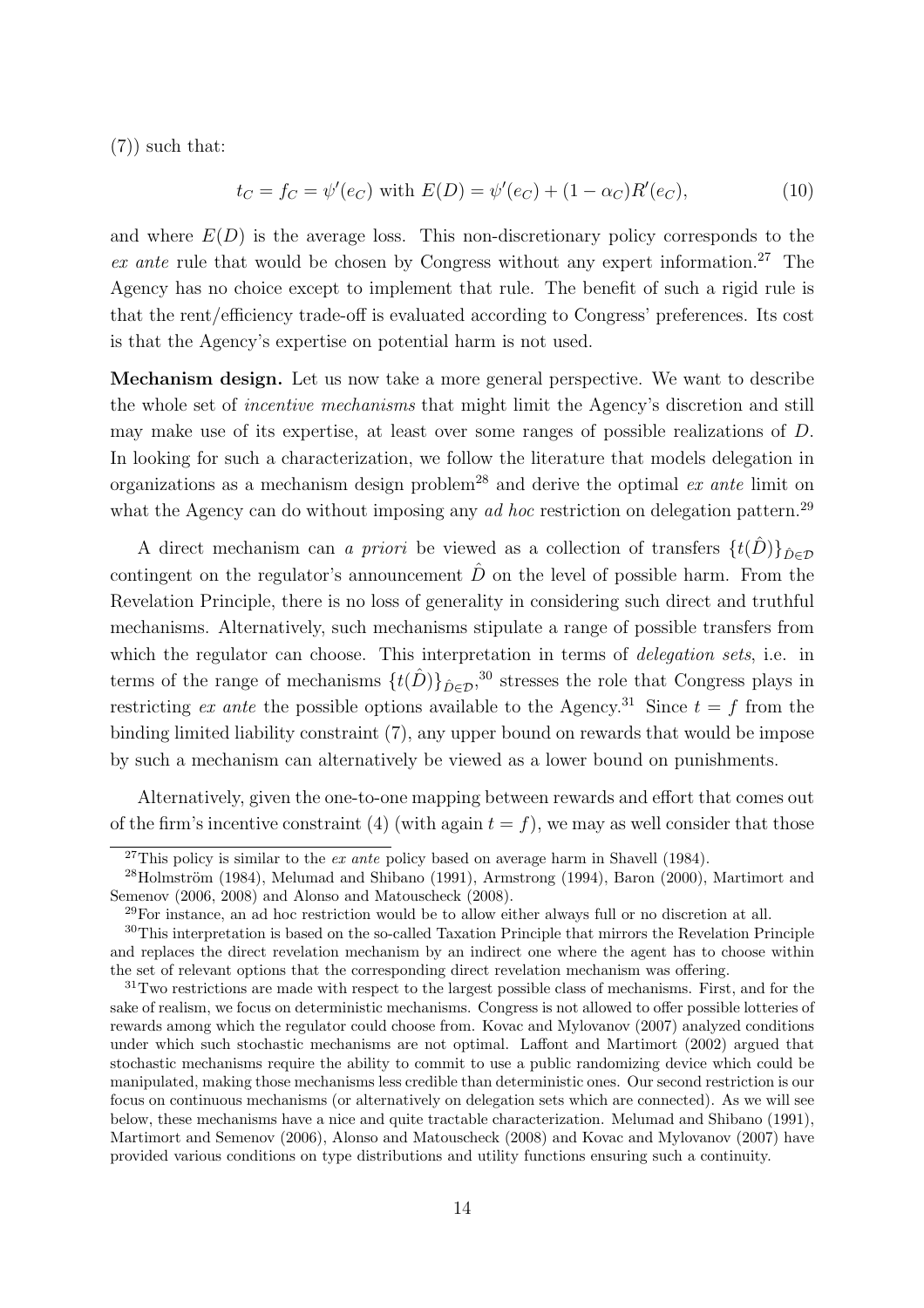(7)) such that:

$$t_C = f_C = \psi'(e_C) \text{ with } E(D) = \psi'(e_C) + (1 - \alpha_C)R'(e_C), \tag{10}$$

and where $E(D)$ is the average loss. This non-discretionary policy corresponds to the *ex ante* rule that would be chosen by Congress without any expert information.[27] The Agency has no choice except to implement that rule. The benefit of such a rigid rule is that the rent/efficiency trade-off is evaluated according to Congress' preferences. Its cost is that the Agency's expertise on potential harm is not used.

**Mechanism design.** Let us now take a more general perspective. We want to describe the whole set of *incentive mechanisms* that might limit the Agency's discretion and still may make use of its expertise, at least over some ranges of possible realizations of $D$. In looking for such a characterization, we follow the literature that models delegation in organizations as a mechanism design problem[28] and derive the optimal *ex ante* limit on what the Agency can do without imposing any *ad hoc* restriction on delegation pattern.[29]

A direct mechanism can *a priori* be viewed as a collection of transfers $\{t(\hat{D})\}_{\hat{D}\in\mathcal{D}}$ contingent on the regulator's announcement $\hat{D}$ on the level of possible harm. From the Revelation Principle, there is no loss of generality in considering such direct and truthful mechanisms. Alternatively, such mechanisms stipulate a range of possible transfers from which the regulator can choose. This interpretation in terms of *delegation sets*, i.e. in terms of the range of mechanisms $\{t(\hat{D})\}_{\hat{D}\in\mathcal{D}}$,[30] stresses the role that Congress plays in restricting *ex ante* the possible options available to the Agency.[31] Since $t = f$ from the binding limited liability constraint (7), any upper bound on rewards that would be impose by such a mechanism can alternatively be viewed as a lower bound on punishments.

Alternatively, given the one-to-one mapping between rewards and effort that comes out of the firm's incentive constraint (4) (with again $t = f$), we may as well consider that those

---

[27] This policy is similar to the *ex ante* policy based on average harm in Shavell (1984).

[28] Holmström (1984), Melumad and Shibano (1991), Armstrong (1994), Baron (2000), Martimort and Semenov (2006, 2008) and Alonso and Matouscheck (2008).

[29] For instance, an ad hoc restriction would be to allow either always full or no discretion at all.

[30] This interpretation is based on the so-called Taxation Principle that mirrors the Revelation Principle and replaces the direct revelation mechanism by an indirect one where the agent has to choose within the set of relevant options that the corresponding direct revelation mechanism was offering.

[31] Two restrictions are made with respect to the largest possible class of mechanisms. First, and for the sake of realism, we focus on deterministic mechanisms. Congress is not allowed to offer possible lotteries of rewards among which the regulator could choose from. Kovac and Mylovanov (2007) analyzed conditions under which such stochastic mechanisms are not optimal. Laffont and Martimort (2002) argued that stochastic mechanisms require the ability to commit to use a public randomizing device which could be manipulated, making those mechanisms less credible than deterministic ones. Our second restriction is our focus on continuous mechanisms (or alternatively on delegation sets which are connected). As we will see below, these mechanisms have a nice and quite tractable characterization. Melumad and Shibano (1991), Martimort and Semenov (2006), Alonso and Matouscheck (2008) and Kovac and Mylovanov (2007) have provided various conditions on type distributions and utility functions ensuring such a continuity.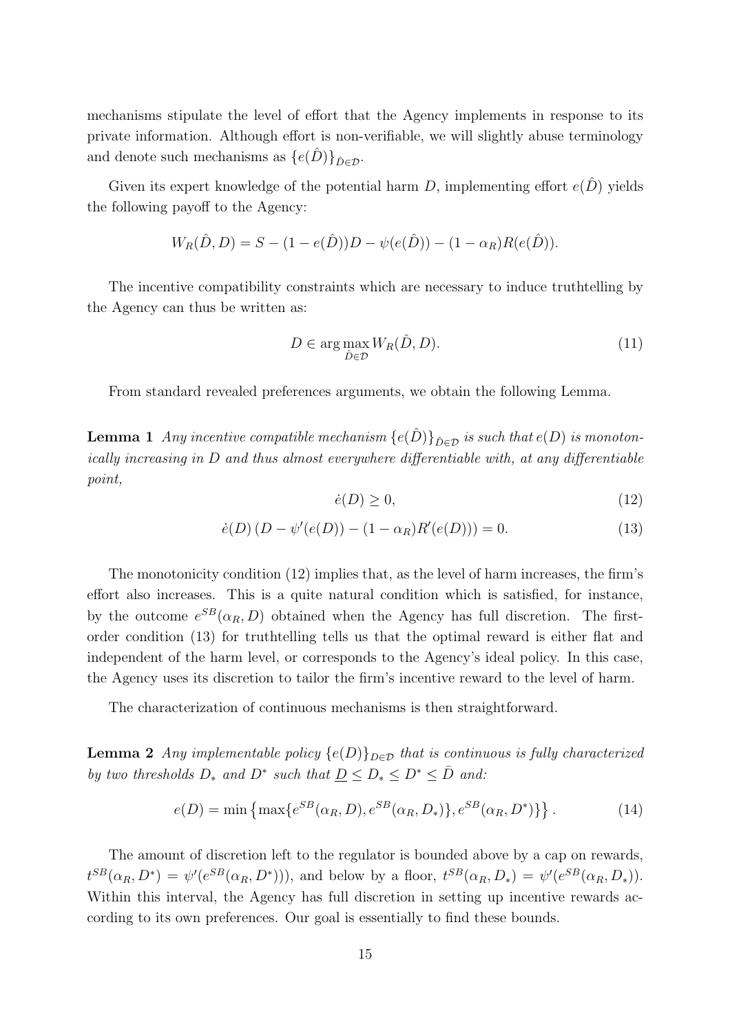mechanisms stipulate the level of effort that the Agency implements in response to its private information. Although effort is non-verifiable, we will slightly abuse terminology and denote such mechanisms as $\{e(\hat{D})\}_{\hat{D}\in\mathcal{D}}$.

Given its expert knowledge of the potential harm $D$, implementing effort $e(\hat{D})$ yields the following payoff to the Agency:

$$W_R(\hat{D}, D) = S - (1 - e(\hat{D}))D - \psi(e(\hat{D})) - (1 - \alpha_R)R(e(\hat{D})).$$

The incentive compatibility constraints which are necessary to induce truthtelling by the Agency can thus be written as:

$$D \in \arg\max_{\hat{D}\in\mathcal{D}} W_R(\hat{D}, D). \tag{11}$$

From standard revealed preferences arguments, we obtain the following Lemma.

**Lemma 1** *Any incentive compatible mechanism $\{e(\hat{D})\}_{\hat{D}\in\mathcal{D}}$ is such that $e(D)$ is monotonically increasing in $D$ and thus almost everywhere differentiable with, at any differentiable point,*

$$\dot{e}(D) \geq 0, \tag{12}$$

$$\dot{e}(D)\left(D - \psi'(e(D)) - (1 - \alpha_R)R'(e(D))\right) = 0. \tag{13}$$

The monotonicity condition (12) implies that, as the level of harm increases, the firm's effort also increases. This is a quite natural condition which is satisfied, for instance, by the outcome $e^{SB}(\alpha_R, D)$ obtained when the Agency has full discretion. The first-order condition (13) for truthtelling tells us that the optimal reward is either flat and independent of the harm level, or corresponds to the Agency's ideal policy. In this case, the Agency uses its discretion to tailor the firm's incentive reward to the level of harm.

The characterization of continuous mechanisms is then straightforward.

**Lemma 2** *Any implementable policy $\{e(D)\}_{D\in\mathcal{D}}$ that is continuous is fully characterized by two thresholds $D_*$ and $D^*$ such that $\underline{D} \leq D_* \leq D^* \leq \bar{D}$ and:*

$$e(D) = \min\left\{\max\{e^{SB}(\alpha_R, D), e^{SB}(\alpha_R, D_*)\}, e^{SB}(\alpha_R, D^*)\}\right\}. \tag{14}$$

The amount of discretion left to the regulator is bounded above by a cap on rewards, $t^{SB}(\alpha_R, D^*) = \psi'(e^{SB}(\alpha_R, D^*)))$, and below by a floor, $t^{SB}(\alpha_R, D_*) = \psi'(e^{SB}(\alpha_R, D_*))$. Within this interval, the Agency has full discretion in setting up incentive rewards according to its own preferences. Our goal is essentially to find these bounds.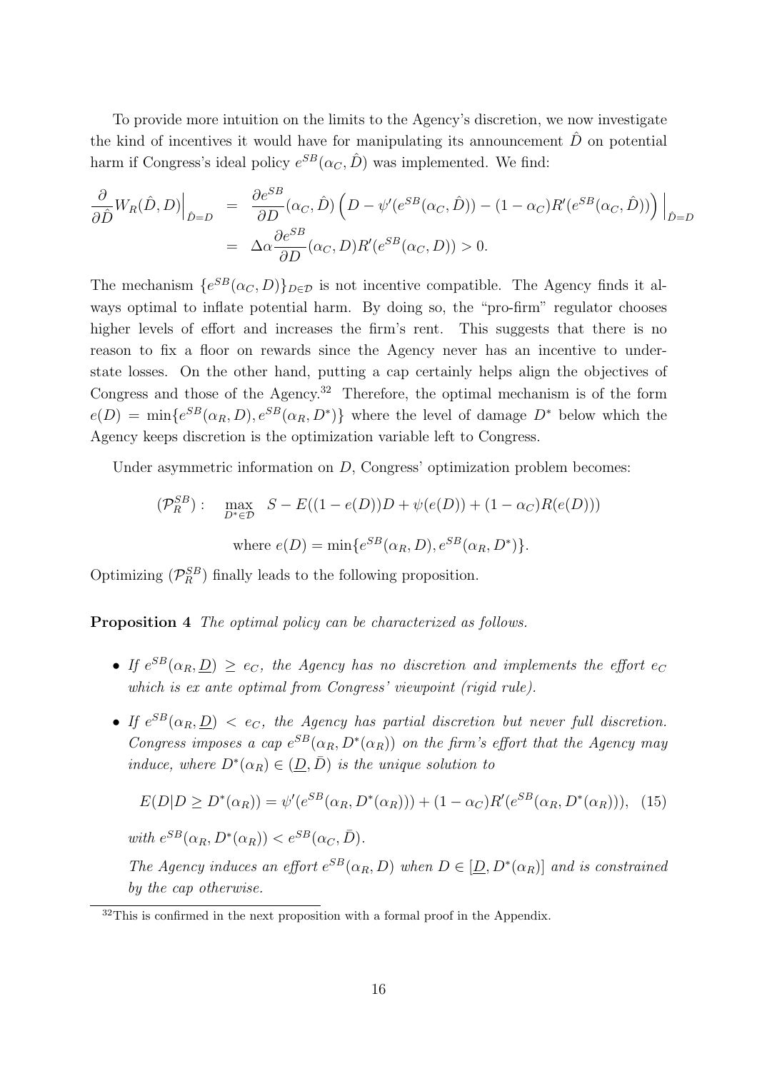To provide more intuition on the limits to the Agency's discretion, we now investigate the kind of incentives it would have for manipulating its announcement $\hat{D}$ on potential harm if Congress's ideal policy $e^{SB}(\alpha_C, \hat{D})$ was implemented. We find:

$$
\begin{aligned}
\frac{\partial}{\partial \hat{D}} W_R(\hat{D}, D)\Big|_{\hat{D}=D} &= \frac{\partial e^{SB}}{\partial D}(\alpha_C, \hat{D})\left(D - \psi'(e^{SB}(\alpha_C, \hat{D})) - (1-\alpha_C)R'(e^{SB}(\alpha_C, \hat{D}))\right)\Big|_{\hat{D}=D} \\
&= \Delta\alpha \frac{\partial e^{SB}}{\partial D}(\alpha_C, D) R'(e^{SB}(\alpha_C, D)) > 0.
\end{aligned}
$$

The mechanism $\{e^{SB}(\alpha_C, D)\}_{D \in \mathcal{D}}$ is not incentive compatible. The Agency finds it always optimal to inflate potential harm. By doing so, the "pro-firm" regulator chooses higher levels of effort and increases the firm's rent. This suggests that there is no reason to fix a floor on rewards since the Agency never has an incentive to understate losses. On the other hand, putting a cap certainly helps align the objectives of Congress and those of the Agency.[32] Therefore, the optimal mechanism is of the form $e(D) = \min\{e^{SB}(\alpha_R, D), e^{SB}(\alpha_R, D^*)\}$ where the level of damage $D^*$ below which the Agency keeps discretion is the optimization variable left to Congress.

Under asymmetric information on $D$, Congress' optimization problem becomes:

$$
(\mathcal{P}_R^{SB}): \quad \max_{D^* \in \mathcal{D}} \ S - E((1-e(D))D + \psi(e(D)) + (1-\alpha_C)R(e(D)))
$$

$$
\text{where } e(D) = \min\{e^{SB}(\alpha_R, D), e^{SB}(\alpha_R, D^*)\}.
$$

Optimizing $(\mathcal{P}_R^{SB})$ finally leads to the following proposition.

**Proposition 4** *The optimal policy can be characterized as follows.*

- *If $e^{SB}(\alpha_R, \underline{D}) \geq e_C$, the Agency has no discretion and implements the effort $e_C$ which is ex ante optimal from Congress' viewpoint (rigid rule).*
- *If $e^{SB}(\alpha_R, \underline{D}) < e_C$, the Agency has partial discretion but never full discretion. Congress imposes a cap $e^{SB}(\alpha_R, D^*(\alpha_R))$ on the firm's effort that the Agency may induce, where $D^*(\alpha_R) \in (\underline{D}, \bar{D})$ is the unique solution to*

$$
E(D|D \geq D^*(\alpha_R)) = \psi'(e^{SB}(\alpha_R, D^*(\alpha_R))) + (1-\alpha_C)R'(e^{SB}(\alpha_R, D^*(\alpha_R))), \quad (15)
$$

*with $e^{SB}(\alpha_R, D^*(\alpha_R)) < e^{SB}(\alpha_C, \bar{D})$.*

*The Agency induces an effort $e^{SB}(\alpha_R, D)$ when $D \in [\underline{D}, D^*(\alpha_R)]$ and is constrained by the cap otherwise.*

[32] This is confirmed in the next proposition with a formal proof in the Appendix.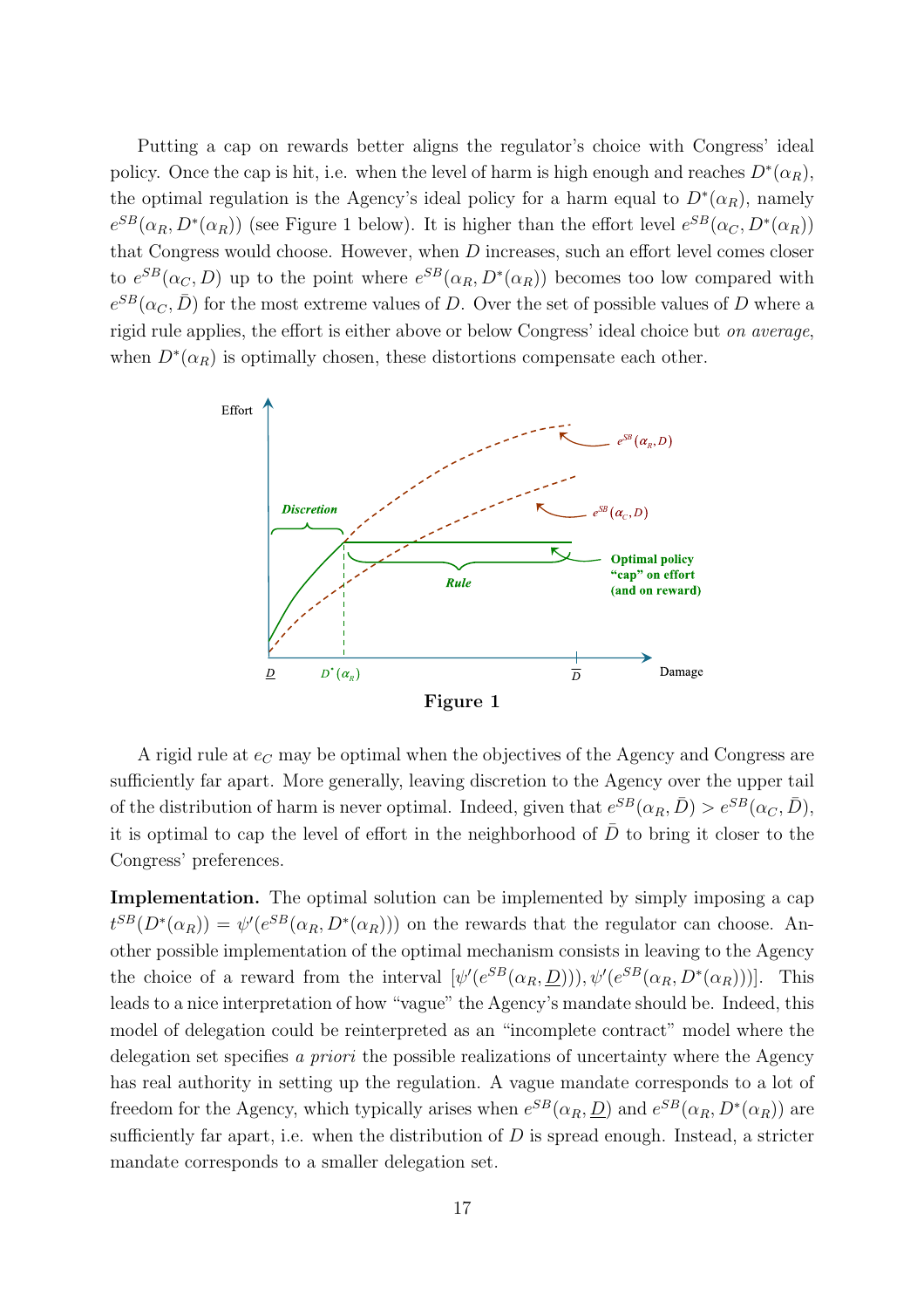Putting a cap on rewards better aligns the regulator's choice with Congress' ideal policy. Once the cap is hit, i.e. when the level of harm is high enough and reaches $D^*(\alpha_R)$, the optimal regulation is the Agency's ideal policy for a harm equal to $D^*(\alpha_R)$, namely $e^{SB}(\alpha_R, D^*(\alpha_R))$ (see Figure 1 below). It is higher than the effort level $e^{SB}(\alpha_C, D^*(\alpha_R))$ that Congress would choose. However, when $D$ increases, such an effort level comes closer to $e^{SB}(\alpha_C, D)$ up to the point where $e^{SB}(\alpha_R, D^*(\alpha_R))$ becomes too low compared with $e^{SB}(\alpha_C, \bar{D})$ for the most extreme values of $D$. Over the set of possible values of $D$ where a rigid rule applies, the effort is either above or below Congress' ideal choice but *on average*, when $D^*(\alpha_R)$ is optimally chosen, these distortions compensate each other.

**Figure 1**

A rigid rule at $e_C$ may be optimal when the objectives of the Agency and Congress are sufficiently far apart. More generally, leaving discretion to the Agency over the upper tail of the distribution of harm is never optimal. Indeed, given that $e^{SB}(\alpha_R, \bar{D}) > e^{SB}(\alpha_C, \bar{D})$, it is optimal to cap the level of effort in the neighborhood of $\bar{D}$ to bring it closer to the Congress' preferences.

**Implementation.** The optimal solution can be implemented by simply imposing a cap $t^{SB}(D^*(\alpha_R)) = \psi'(e^{SB}(\alpha_R, D^*(\alpha_R)))$ on the rewards that the regulator can choose. Another possible implementation of the optimal mechanism consists in leaving to the Agency the choice of a reward from the interval $[\psi'(e^{SB}(\alpha_R, \underline{D})), \psi'(e^{SB}(\alpha_R, D^*(\alpha_R)))]$. This leads to a nice interpretation of how "vague" the Agency's mandate should be. Indeed, this model of delegation could be reinterpreted as an "incomplete contract" model where the delegation set specifies *a priori* the possible realizations of uncertainty where the Agency has real authority in setting up the regulation. A vague mandate corresponds to a lot of freedom for the Agency, which typically arises when $e^{SB}(\alpha_R, \underline{D})$ and $e^{SB}(\alpha_R, D^*(\alpha_R))$ are sufficiently far apart, i.e. when the distribution of $D$ is spread enough. Instead, a stricter mandate corresponds to a smaller delegation set.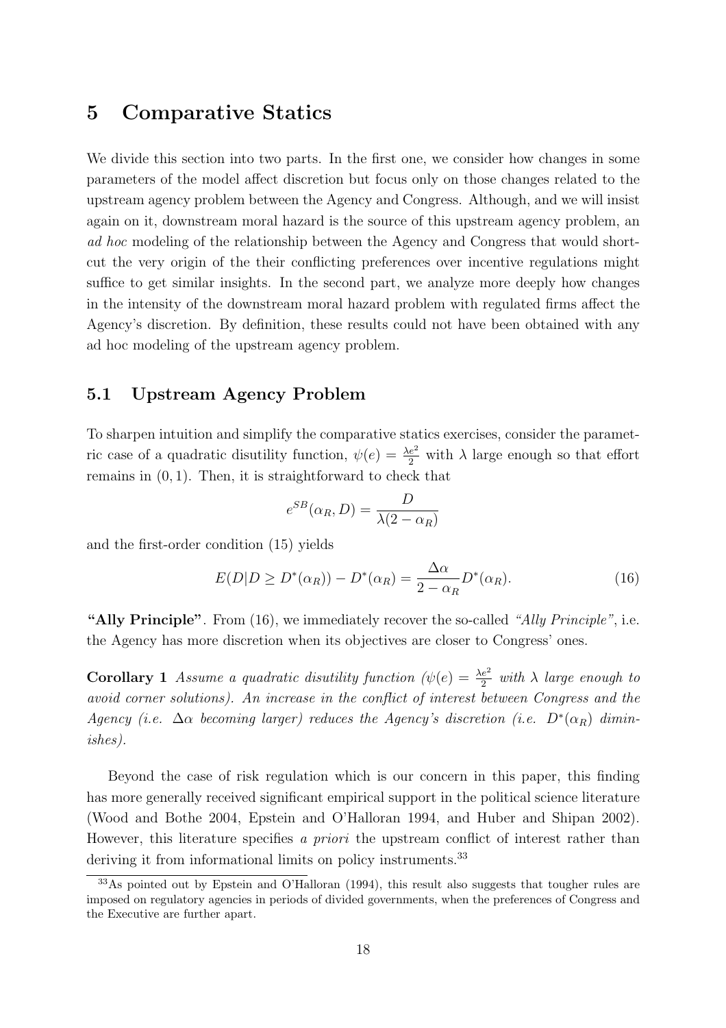# 5 Comparative Statics

We divide this section into two parts. In the first one, we consider how changes in some parameters of the model affect discretion but focus only on those changes related to the upstream agency problem between the Agency and Congress. Although, and we will insist again on it, downstream moral hazard is the source of this upstream agency problem, an *ad hoc* modeling of the relationship between the Agency and Congress that would short-cut the very origin of the their conflicting preferences over incentive regulations might suffice to get similar insights. In the second part, we analyze more deeply how changes in the intensity of the downstream moral hazard problem with regulated firms affect the Agency's discretion. By definition, these results could not have been obtained with any ad hoc modeling of the upstream agency problem.

## 5.1 Upstream Agency Problem

To sharpen intuition and simplify the comparative statics exercises, consider the parametric case of a quadratic disutility function, $\psi(e) = \frac{\lambda e^2}{2}$ with $\lambda$ large enough so that effort remains in $(0, 1)$. Then, it is straightforward to check that

$$e^{SB}(\alpha_R, D) = \frac{D}{\lambda(2 - \alpha_R)}$$

and the first-order condition (15) yields

$$E(D|D \geq D^*(\alpha_R)) - D^*(\alpha_R) = \frac{\Delta\alpha}{2 - \alpha_R} D^*(\alpha_R). \tag{16}$$

**"Ally Principle"**. From (16), we immediately recover the so-called *"Ally Principle"*, i.e. the Agency has more discretion when its objectives are closer to Congress' ones.

**Corollary 1** *Assume a quadratic disutility function ($\psi(e) = \frac{\lambda e^2}{2}$ with $\lambda$ large enough to avoid corner solutions). An increase in the conflict of interest between Congress and the Agency (i.e. $\Delta\alpha$ becoming larger) reduces the Agency's discretion (i.e. $D^*(\alpha_R)$ diminishes).*

Beyond the case of risk regulation which is our concern in this paper, this finding has more generally received significant empirical support in the political science literature (Wood and Bothe 2004, Epstein and O'Halloran 1994, and Huber and Shipan 2002). However, this literature specifies *a priori* the upstream conflict of interest rather than deriving it from informational limits on policy instruments.[33]

[33] As pointed out by Epstein and O'Halloran (1994), this result also suggests that tougher rules are imposed on regulatory agencies in periods of divided governments, when the preferences of Congress and the Executive are further apart.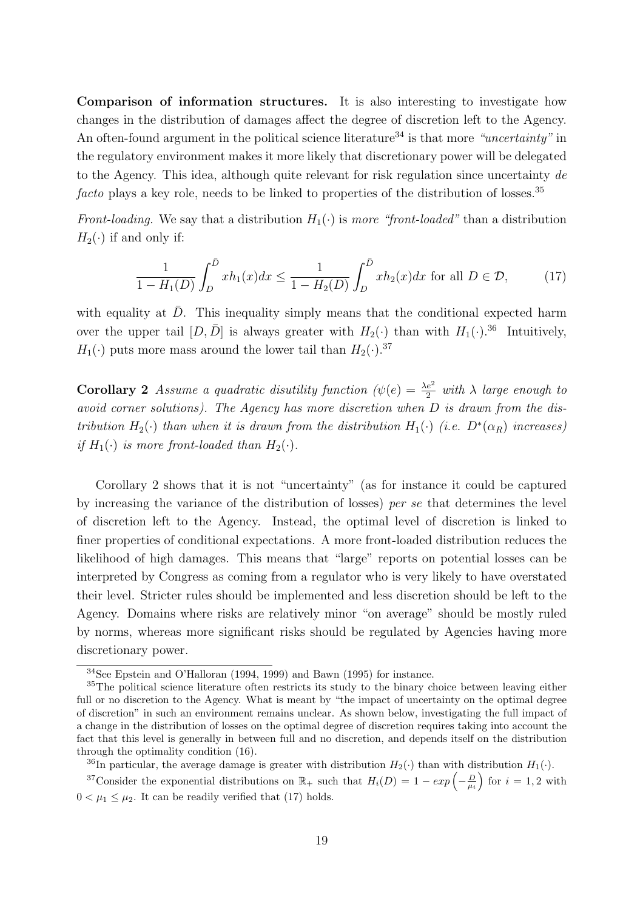**Comparison of information structures.** It is also interesting to investigate how changes in the distribution of damages affect the degree of discretion left to the Agency. An often-found argument in the political science literature[34] is that more *"uncertainty"* in the regulatory environment makes it more likely that discretionary power will be delegated to the Agency. This idea, although quite relevant for risk regulation since uncertainty *de facto* plays a key role, needs to be linked to properties of the distribution of losses.[35]

*Front-loading.* We say that a distribution $H_1(\cdot)$ is *more "front-loaded"* than a distribution $H_2(\cdot)$ if and only if:

$$\frac{1}{1-H_1(D)}\int_D^{\bar{D}} xh_1(x)dx \leq \frac{1}{1-H_2(D)}\int_D^{\bar{D}} xh_2(x)dx \text{ for all } D \in \mathcal{D}, \tag{17}$$

with equality at $\bar{D}$. This inequality simply means that the conditional expected harm over the upper tail $[D, \bar{D}]$ is always greater with $H_2(\cdot)$ than with $H_1(\cdot)$.[36] Intuitively, $H_1(\cdot)$ puts more mass around the lower tail than $H_2(\cdot)$.[37]

**Corollary 2** *Assume a quadratic disutility function ($\psi(e) = \frac{\lambda e^2}{2}$ with $\lambda$ large enough to avoid corner solutions). The Agency has more discretion when $D$ is drawn from the distribution $H_2(\cdot)$ than when it is drawn from the distribution $H_1(\cdot)$ (i.e. $D^*(\alpha_R)$ increases) if $H_1(\cdot)$ is more front-loaded than $H_2(\cdot)$.*

Corollary 2 shows that it is not "uncertainty" (as for instance it could be captured by increasing the variance of the distribution of losses) *per se* that determines the level of discretion left to the Agency. Instead, the optimal level of discretion is linked to finer properties of conditional expectations. A more front-loaded distribution reduces the likelihood of high damages. This means that "large" reports on potential losses can be interpreted by Congress as coming from a regulator who is very likely to have overstated their level. Stricter rules should be implemented and less discretion should be left to the Agency. Domains where risks are relatively minor "on average" should be mostly ruled by norms, whereas more significant risks should be regulated by Agencies having more discretionary power.

---

[34] See Epstein and O'Halloran (1994, 1999) and Bawn (1995) for instance.

[35] The political science literature often restricts its study to the binary choice between leaving either full or no discretion to the Agency. What is meant by "the impact of uncertainty on the optimal degree of discretion" in such an environment remains unclear. As shown below, investigating the full impact of a change in the distribution of losses on the optimal degree of discretion requires taking into account the fact that this level is generally in between full and no discretion, and depends itself on the distribution through the optimality condition (16).

[36] In particular, the average damage is greater with distribution $H_2(\cdot)$ than with distribution $H_1(\cdot)$.

[37] Consider the exponential distributions on $\mathbb{R}_+$ such that $H_i(D) = 1 - exp\left(-\frac{D}{\mu_i}\right)$ for $i = 1, 2$ with $0 < \mu_1 \leq \mu_2$. It can be readily verified that (17) holds.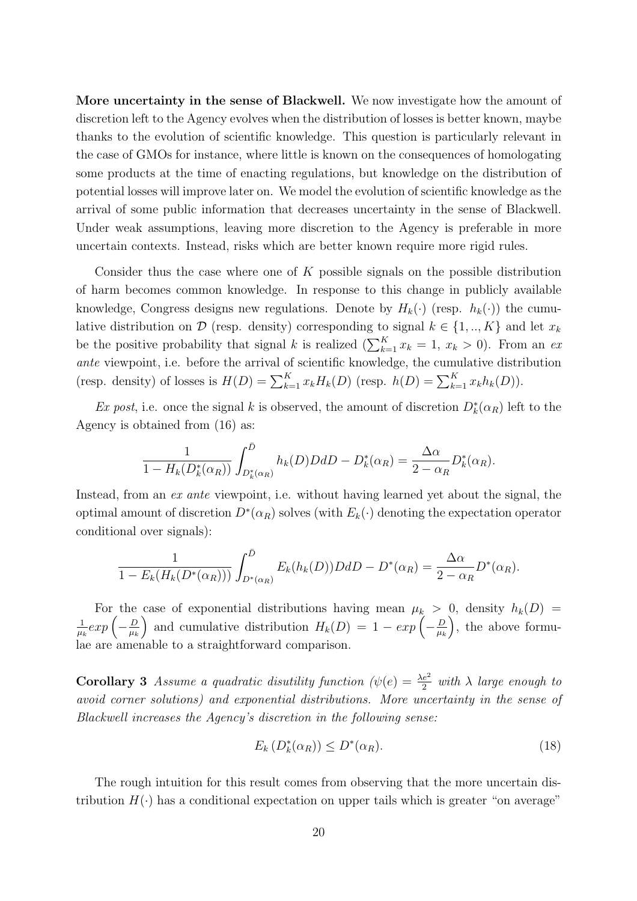**More uncertainty in the sense of Blackwell.** We now investigate how the amount of discretion left to the Agency evolves when the distribution of losses is better known, maybe thanks to the evolution of scientific knowledge. This question is particularly relevant in the case of GMOs for instance, where little is known on the consequences of homologating some products at the time of enacting regulations, but knowledge on the distribution of potential losses will improve later on. We model the evolution of scientific knowledge as the arrival of some public information that decreases uncertainty in the sense of Blackwell. Under weak assumptions, leaving more discretion to the Agency is preferable in more uncertain contexts. Instead, risks which are better known require more rigid rules.

Consider thus the case where one of $K$ possible signals on the possible distribution of harm becomes common knowledge. In response to this change in publicly available knowledge, Congress designs new regulations. Denote by $H_k(\cdot)$ (resp. $h_k(\cdot)$) the cumulative distribution on $\mathcal{D}$ (resp. density) corresponding to signal $k \in \{1,..,K\}$ and let $x_k$ be the positive probability that signal $k$ is realized ($\sum_{k=1}^{K} x_k = 1,\ x_k > 0$). From an *ex ante* viewpoint, i.e. before the arrival of scientific knowledge, the cumulative distribution (resp. density) of losses is $H(D) = \sum_{k=1}^{K} x_k H_k(D)$ (resp. $h(D) = \sum_{k=1}^{K} x_k h_k(D)$).

*Ex post*, i.e. once the signal $k$ is observed, the amount of discretion $D_k^*(\alpha_R)$ left to the Agency is obtained from (16) as:

$$\frac{1}{1 - H_k(D_k^*(\alpha_R))} \int_{D_k^*(\alpha_R)}^{\bar{D}} h_k(D) D dD - D_k^*(\alpha_R) = \frac{\Delta\alpha}{2 - \alpha_R} D_k^*(\alpha_R).$$

Instead, from an *ex ante* viewpoint, i.e. without having learned yet about the signal, the optimal amount of discretion $D^*(\alpha_R)$ solves (with $E_k(\cdot)$ denoting the expectation operator conditional over signals):

$$\frac{1}{1 - E_k(H_k(D^*(\alpha_R)))} \int_{D^*(\alpha_R)}^{\bar{D}} E_k(h_k(D)) D dD - D^*(\alpha_R) = \frac{\Delta\alpha}{2 - \alpha_R} D^*(\alpha_R).$$

For the case of exponential distributions having mean $\mu_k > 0$, density $h_k(D) = \frac{1}{\mu_k} exp\left(-\frac{D}{\mu_k}\right)$ and cumulative distribution $H_k(D) = 1 - exp\left(-\frac{D}{\mu_k}\right)$, the above formulae are amenable to a straightforward comparison.

**Corollary 3** *Assume a quadratic disutility function ($\psi(e) = \frac{\lambda e^2}{2}$ with $\lambda$ large enough to avoid corner solutions) and exponential distributions. More uncertainty in the sense of Blackwell increases the Agency's discretion in the following sense:*

$$E_k\left(D_k^*(\alpha_R)\right) \leq D^*(\alpha_R). \tag{18}$$

The rough intuition for this result comes from observing that the more uncertain distribution $H(\cdot)$ has a conditional expectation on upper tails which is greater "on average"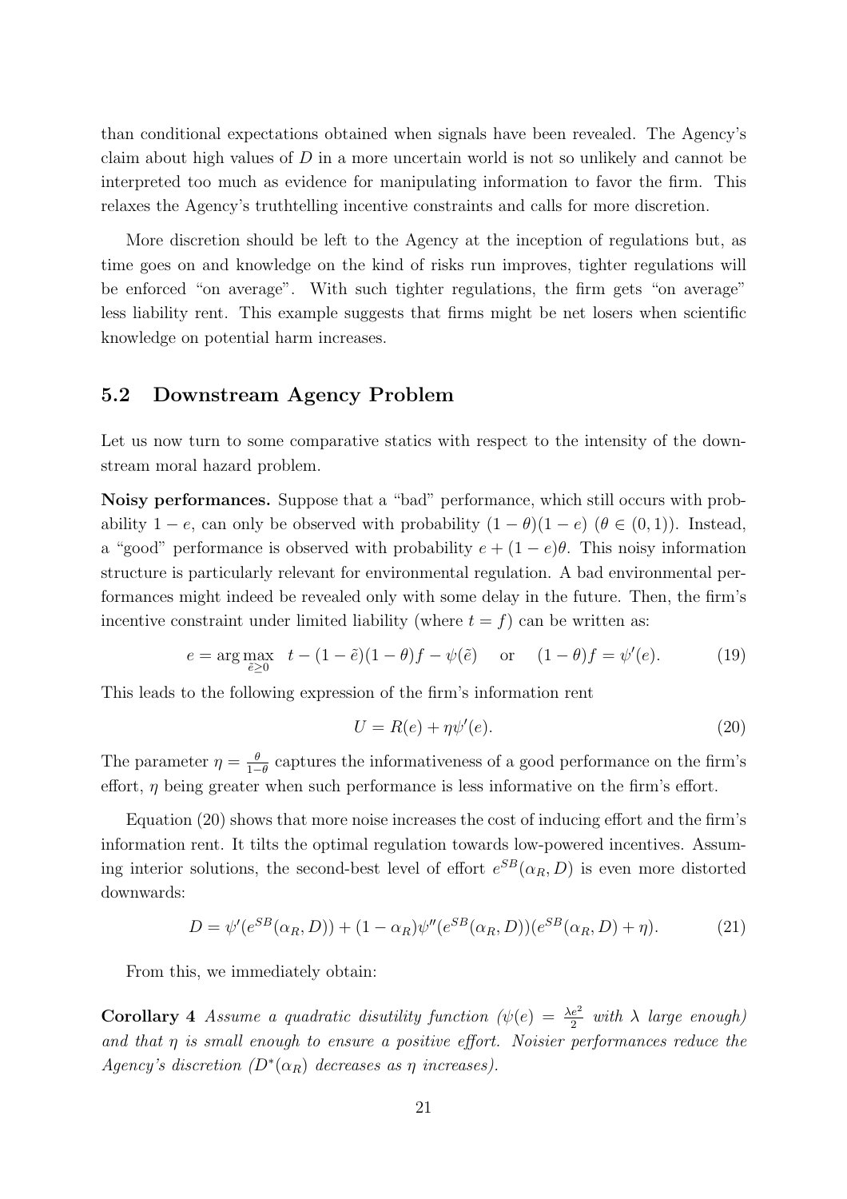than conditional expectations obtained when signals have been revealed. The Agency's claim about high values of $D$ in a more uncertain world is not so unlikely and cannot be interpreted too much as evidence for manipulating information to favor the firm. This relaxes the Agency's truthtelling incentive constraints and calls for more discretion.

More discretion should be left to the Agency at the inception of regulations but, as time goes on and knowledge on the kind of risks run improves, tighter regulations will be enforced "on average". With such tighter regulations, the firm gets "on average" less liability rent. This example suggests that firms might be net losers when scientific knowledge on potential harm increases.

## 5.2 Downstream Agency Problem

Let us now turn to some comparative statics with respect to the intensity of the downstream moral hazard problem.

**Noisy performances.** Suppose that a "bad" performance, which still occurs with probability $1-e$, can only be observed with probability $(1-\theta)(1-e)$ ($\theta \in (0,1)$). Instead, a "good" performance is observed with probability $e + (1-e)\theta$. This noisy information structure is particularly relevant for environmental regulation. A bad environmental performances might indeed be revealed only with some delay in the future. Then, the firm's incentive constraint under limited liability (where $t = f$) can be written as:

$$e = \arg\max_{\tilde{e} \geq 0} \quad t - (1-\tilde{e})(1-\theta)f - \psi(\tilde{e}) \quad \text{or} \quad (1-\theta)f = \psi'(e). \tag{19}$$

This leads to the following expression of the firm's information rent

$$U = R(e) + \eta\psi'(e). \tag{20}$$

The parameter $\eta = \frac{\theta}{1-\theta}$ captures the informativeness of a good performance on the firm's effort, $\eta$ being greater when such performance is less informative on the firm's effort.

Equation (20) shows that more noise increases the cost of inducing effort and the firm's information rent. It tilts the optimal regulation towards low-powered incentives. Assuming interior solutions, the second-best level of effort $e^{SB}(\alpha_R, D)$ is even more distorted downwards:

$$D = \psi'(e^{SB}(\alpha_R, D)) + (1-\alpha_R)\psi''(e^{SB}(\alpha_R, D))(e^{SB}(\alpha_R, D) + \eta). \tag{21}$$

From this, we immediately obtain:

**Corollary 4** *Assume a quadratic disutility function ($\psi(e) = \frac{\lambda e^2}{2}$ with $\lambda$ large enough) and that $\eta$ is small enough to ensure a positive effort. Noisier performances reduce the Agency's discretion ($D^*(\alpha_R)$ decreases as $\eta$ increases).*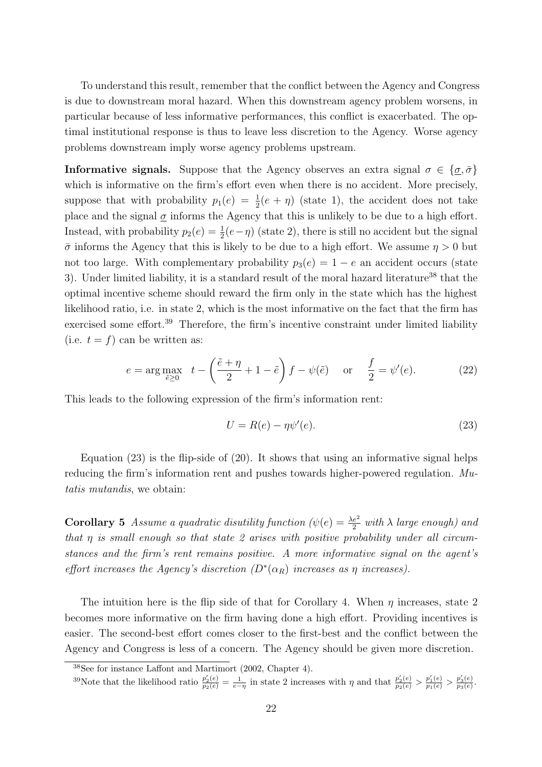To understand this result, remember that the conflict between the Agency and Congress is due to downstream moral hazard. When this downstream agency problem worsens, in particular because of less informative performances, this conflict is exacerbated. The optimal institutional response is thus to leave less discretion to the Agency. Worse agency problems downstream imply worse agency problems upstream.

**Informative signals.** Suppose that the Agency observes an extra signal $\sigma \in \{\underline{\sigma}, \bar{\sigma}\}$ which is informative on the firm's effort even when there is no accident. More precisely, suppose that with probability $p_1(e) = \frac{1}{2}(e + \eta)$ (state 1), the accident does not take place and the signal $\underline{\sigma}$ informs the Agency that this is unlikely to be due to a high effort. Instead, with probability $p_2(e) = \frac{1}{2}(e - \eta)$ (state 2), there is still no accident but the signal $\bar{\sigma}$ informs the Agency that this is likely to be due to a high effort. We assume $\eta > 0$ but not too large. With complementary probability $p_3(e) = 1 - e$ an accident occurs (state 3). Under limited liability, it is a standard result of the moral hazard literature[38] that the optimal incentive scheme should reward the firm only in the state which has the highest likelihood ratio, i.e. in state 2, which is the most informative on the fact that the firm has exercised some effort.[39] Therefore, the firm's incentive constraint under limited liability (i.e. $t = f$) can be written as:

$$e = \arg\max_{\tilde{e} \geq 0} \quad t - \left(\frac{\tilde{e} + \eta}{2} + 1 - \tilde{e}\right) f - \psi(\tilde{e}) \quad \text{ or } \quad \frac{f}{2} = \psi'(e). \tag{22}$$

This leads to the following expression of the firm's information rent:

$$U = R(e) - \eta\psi'(e). \tag{23}$$

Equation (23) is the flip-side of (20). It shows that using an informative signal helps reducing the firm's information rent and pushes towards higher-powered regulation. *Mutatis mutandis*, we obtain:

**Corollary 5** *Assume a quadratic disutility function ($\psi(e) = \frac{\lambda e^2}{2}$ with $\lambda$ large enough) and that $\eta$ is small enough so that state 2 arises with positive probability under all circumstances and the firm's rent remains positive. A more informative signal on the agent's effort increases the Agency's discretion ($D^*(\alpha_R)$ increases as $\eta$ increases).*

The intuition here is the flip side of that for Corollary 4. When $\eta$ increases, state 2 becomes more informative on the firm having done a high effort. Providing incentives is easier. The second-best effort comes closer to the first-best and the conflict between the Agency and Congress is less of a concern. The Agency should be given more discretion.

---

[38] See for instance Laffont and Martimort (2002, Chapter 4).

[39] Note that the likelihood ratio $\frac{p_2'(e)}{p_2(e)} = \frac{1}{e-\eta}$ in state 2 increases with $\eta$ and that $\frac{p_2'(e)}{p_2(e)} > \frac{p_1'(e)}{p_1(e)} > \frac{p_3'(e)}{p_3(e)}$.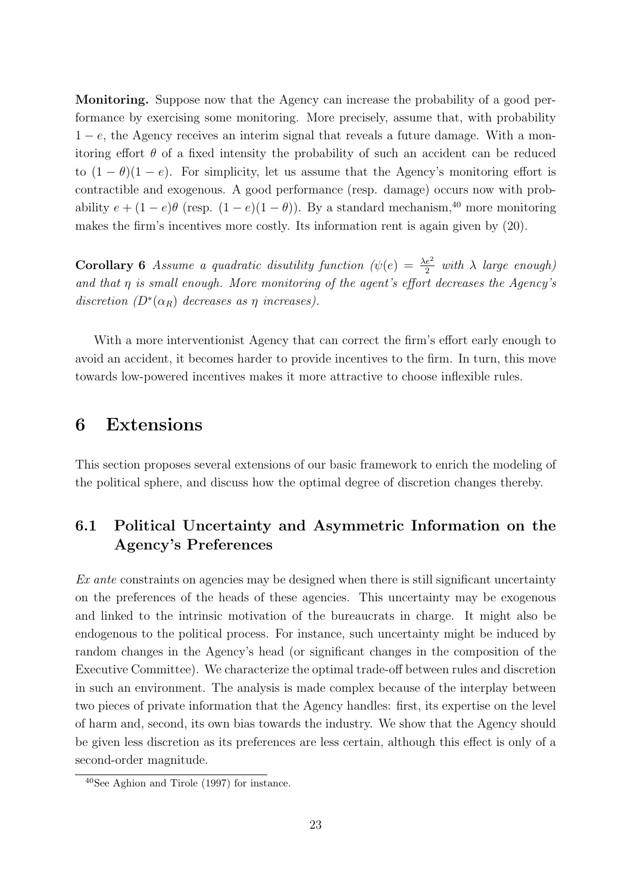**Monitoring.** Suppose now that the Agency can increase the probability of a good performance by exercising some monitoring. More precisely, assume that, with probability $1 - e$, the Agency receives an interim signal that reveals a future damage. With a monitoring effort $\theta$ of a fixed intensity the probability of such an accident can be reduced to $(1 - \theta)(1 - e)$. For simplicity, let us assume that the Agency's monitoring effort is contractible and exogenous. A good performance (resp. damage) occurs now with probability $e + (1 - e)\theta$ (resp. $(1 - e)(1 - \theta)$). By a standard mechanism,[40] more monitoring makes the firm's incentives more costly. Its information rent is again given by (20).

**Corollary 6** *Assume a quadratic disutility function ($\psi(e) = \frac{\lambda e^2}{2}$ with $\lambda$ large enough) and that $\eta$ is small enough. More monitoring of the agent's effort decreases the Agency's discretion ($D^*(\alpha_R)$ decreases as $\eta$ increases).*

With a more interventionist Agency that can correct the firm's effort early enough to avoid an accident, it becomes harder to provide incentives to the firm. In turn, this move towards low-powered incentives makes it more attractive to choose inflexible rules.

# 6 Extensions

This section proposes several extensions of our basic framework to enrich the modeling of the political sphere, and discuss how the optimal degree of discretion changes thereby.

## 6.1 Political Uncertainty and Asymmetric Information on the Agency's Preferences

*Ex ante* constraints on agencies may be designed when there is still significant uncertainty on the preferences of the heads of these agencies. This uncertainty may be exogenous and linked to the intrinsic motivation of the bureaucrats in charge. It might also be endogenous to the political process. For instance, such uncertainty might be induced by random changes in the Agency's head (or significant changes in the composition of the Executive Committee). We characterize the optimal trade-off between rules and discretion in such an environment. The analysis is made complex because of the interplay between two pieces of private information that the Agency handles: first, its expertise on the level of harm and, second, its own bias towards the industry. We show that the Agency should be given less discretion as its preferences are less certain, although this effect is only of a second-order magnitude.

[40] See Aghion and Tirole (1997) for instance.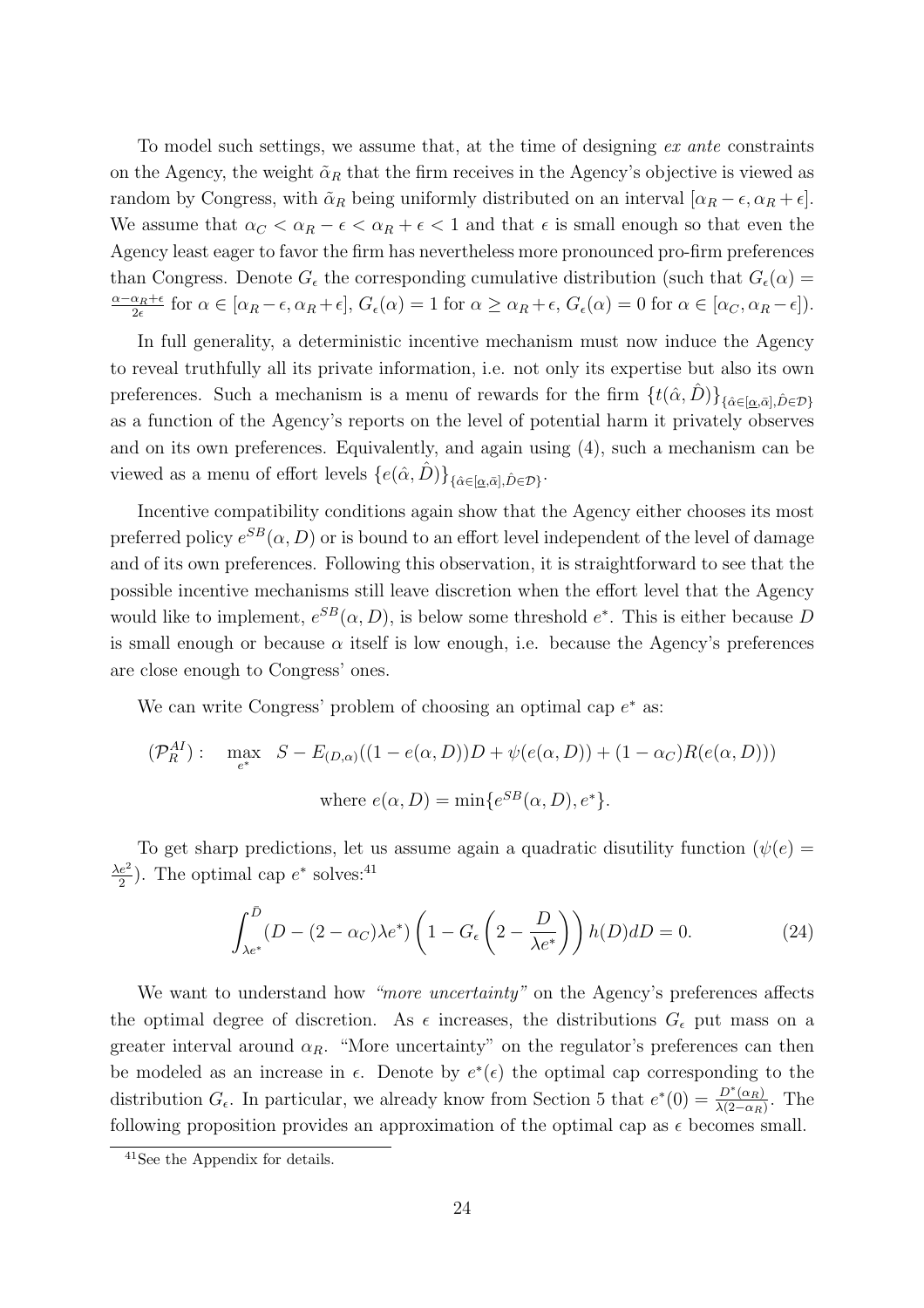To model such settings, we assume that, at the time of designing *ex ante* constraints on the Agency, the weight $\tilde{\alpha}_R$ that the firm receives in the Agency's objective is viewed as random by Congress, with $\tilde{\alpha}_R$ being uniformly distributed on an interval $[\alpha_R - \epsilon, \alpha_R + \epsilon]$. We assume that $\alpha_C < \alpha_R - \epsilon < \alpha_R + \epsilon < 1$ and that $\epsilon$ is small enough so that even the Agency least eager to favor the firm has nevertheless more pronounced pro-firm preferences than Congress. Denote $G_\epsilon$ the corresponding cumulative distribution (such that $G_\epsilon(\alpha) = \frac{\alpha - \alpha_R + \epsilon}{2\epsilon}$ for $\alpha \in [\alpha_R - \epsilon, \alpha_R + \epsilon]$, $G_\epsilon(\alpha) = 1$ for $\alpha \geq \alpha_R + \epsilon$, $G_\epsilon(\alpha) = 0$ for $\alpha \in [\alpha_C, \alpha_R - \epsilon]$).

In full generality, a deterministic incentive mechanism must now induce the Agency to reveal truthfully all its private information, i.e. not only its expertise but also its own preferences. Such a mechanism is a menu of rewards for the firm $\{t(\hat{\alpha}, \hat{D})\}_{\{\hat{\alpha} \in [\underline{\alpha}, \bar{\alpha}], \hat{D} \in \mathcal{D}\}}$ as a function of the Agency's reports on the level of potential harm it privately observes and on its own preferences. Equivalently, and again using (4), such a mechanism can be viewed as a menu of effort levels $\{e(\hat{\alpha}, \hat{D})\}_{\{\hat{\alpha} \in [\underline{\alpha}, \bar{\alpha}], \hat{D} \in \mathcal{D}\}}$.

Incentive compatibility conditions again show that the Agency either chooses its most preferred policy $e^{SB}(\alpha, D)$ or is bound to an effort level independent of the level of damage and of its own preferences. Following this observation, it is straightforward to see that the possible incentive mechanisms still leave discretion when the effort level that the Agency would like to implement, $e^{SB}(\alpha, D)$, is below some threshold $e^*$. This is either because $D$ is small enough or because $\alpha$ itself is low enough, i.e. because the Agency's preferences are close enough to Congress' ones.

We can write Congress' problem of choosing an optimal cap $e^*$ as:

$$(\mathcal{P}_R^{AI}): \quad \max_{e^*} \quad S - E_{(D,\alpha)}((1 - e(\alpha, D))D + \psi(e(\alpha, D)) + (1 - \alpha_C)R(e(\alpha, D)))$$

$$\text{where } e(\alpha, D) = \min\{e^{SB}(\alpha, D), e^*\}.$$

To get sharp predictions, let us assume again a quadratic disutility function ($\psi(e) = \frac{\lambda e^2}{2}$). The optimal cap $e^*$ solves:[41]

$$\int_{\lambda e^*}^{\bar{D}} (D - (2 - \alpha_C)\lambda e^*) \left(1 - G_\epsilon\left(2 - \frac{D}{\lambda e^*}\right)\right) h(D) dD = 0. \tag{24}$$

We want to understand how *"more uncertainty"* on the Agency's preferences affects the optimal degree of discretion. As $\epsilon$ increases, the distributions $G_\epsilon$ put mass on a greater interval around $\alpha_R$. "More uncertainty" on the regulator's preferences can then be modeled as an increase in $\epsilon$. Denote by $e^*(\epsilon)$ the optimal cap corresponding to the distribution $G_\epsilon$. In particular, we already know from Section 5 that $e^*(0) = \frac{D^*(\alpha_R)}{\lambda(2 - \alpha_R)}$. The following proposition provides an approximation of the optimal cap as $\epsilon$ becomes small.

[41] See the Appendix for details.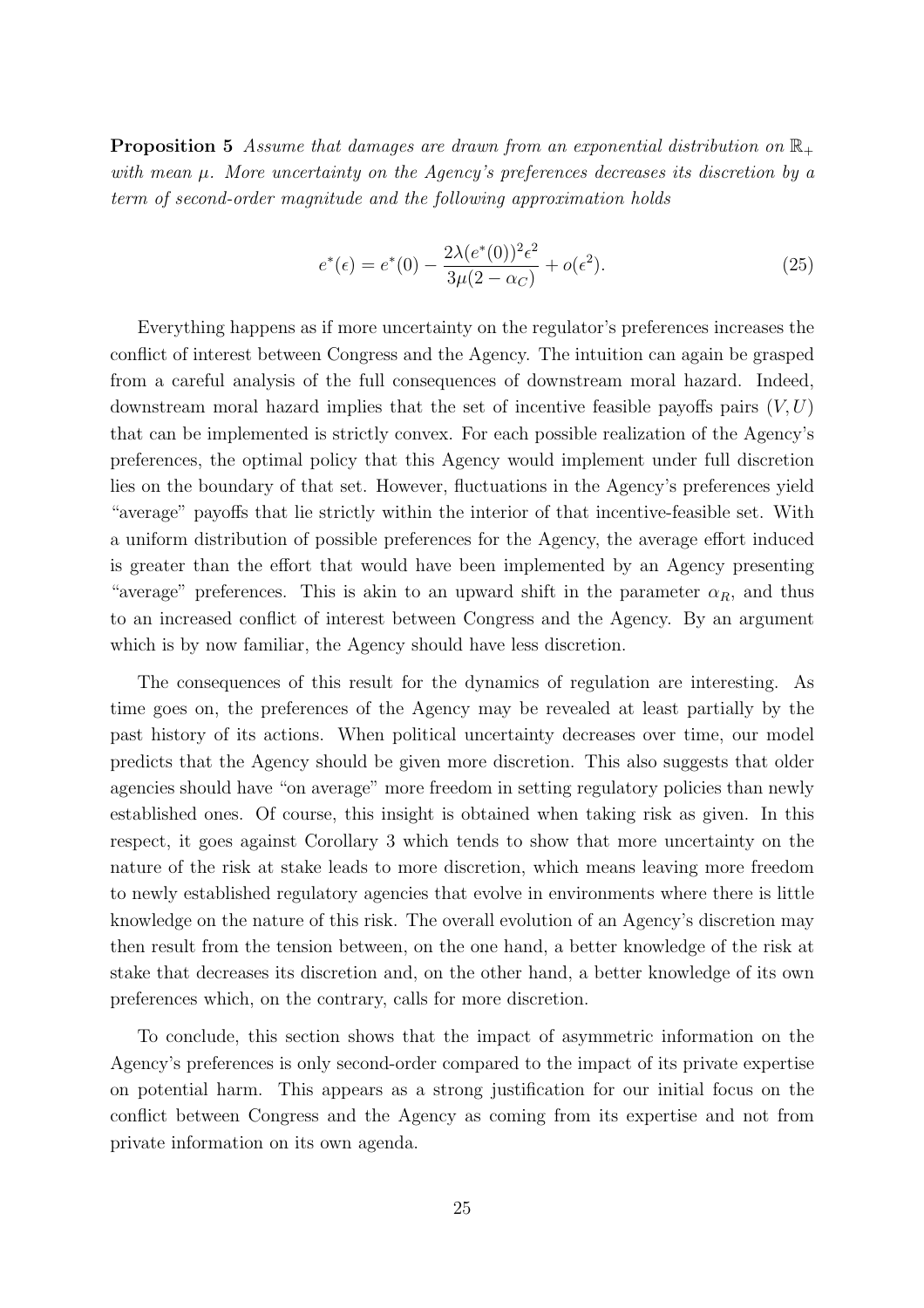**Proposition 5** *Assume that damages are drawn from an exponential distribution on $\mathbb{R}_+$ with mean $\mu$. More uncertainty on the Agency's preferences decreases its discretion by a term of second-order magnitude and the following approximation holds*

$$e^*(\epsilon) = e^*(0) - \frac{2\lambda(e^*(0))^2\epsilon^2}{3\mu(2-\alpha_C)} + o(\epsilon^2). \tag{25}$$

Everything happens as if more uncertainty on the regulator's preferences increases the conflict of interest between Congress and the Agency. The intuition can again be grasped from a careful analysis of the full consequences of downstream moral hazard. Indeed, downstream moral hazard implies that the set of incentive feasible payoffs pairs $(V, U)$ that can be implemented is strictly convex. For each possible realization of the Agency's preferences, the optimal policy that this Agency would implement under full discretion lies on the boundary of that set. However, fluctuations in the Agency's preferences yield "average" payoffs that lie strictly within the interior of that incentive-feasible set. With a uniform distribution of possible preferences for the Agency, the average effort induced is greater than the effort that would have been implemented by an Agency presenting "average" preferences. This is akin to an upward shift in the parameter $\alpha_R$, and thus to an increased conflict of interest between Congress and the Agency. By an argument which is by now familiar, the Agency should have less discretion.

The consequences of this result for the dynamics of regulation are interesting. As time goes on, the preferences of the Agency may be revealed at least partially by the past history of its actions. When political uncertainty decreases over time, our model predicts that the Agency should be given more discretion. This also suggests that older agencies should have "on average" more freedom in setting regulatory policies than newly established ones. Of course, this insight is obtained when taking risk as given. In this respect, it goes against Corollary 3 which tends to show that more uncertainty on the nature of the risk at stake leads to more discretion, which means leaving more freedom to newly established regulatory agencies that evolve in environments where there is little knowledge on the nature of this risk. The overall evolution of an Agency's discretion may then result from the tension between, on the one hand, a better knowledge of the risk at stake that decreases its discretion and, on the other hand, a better knowledge of its own preferences which, on the contrary, calls for more discretion.

To conclude, this section shows that the impact of asymmetric information on the Agency's preferences is only second-order compared to the impact of its private expertise on potential harm. This appears as a strong justification for our initial focus on the conflict between Congress and the Agency as coming from its expertise and not from private information on its own agenda.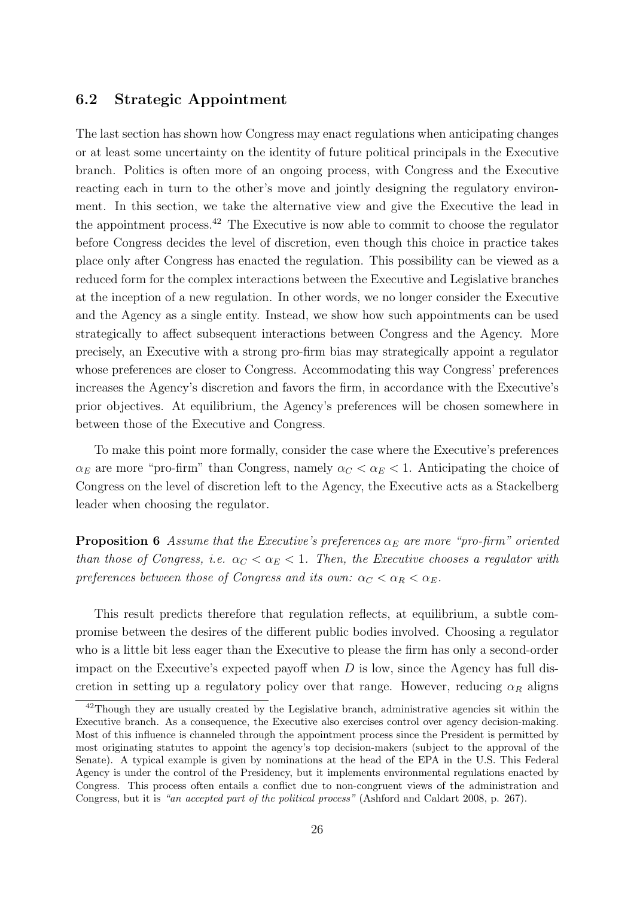## 6.2 Strategic Appointment

The last section has shown how Congress may enact regulations when anticipating changes or at least some uncertainty on the identity of future political principals in the Executive branch. Politics is often more of an ongoing process, with Congress and the Executive reacting each in turn to the other's move and jointly designing the regulatory environment. In this section, we take the alternative view and give the Executive the lead in the appointment process.[42] The Executive is now able to commit to choose the regulator before Congress decides the level of discretion, even though this choice in practice takes place only after Congress has enacted the regulation. This possibility can be viewed as a reduced form for the complex interactions between the Executive and Legislative branches at the inception of a new regulation. In other words, we no longer consider the Executive and the Agency as a single entity. Instead, we show how such appointments can be used strategically to affect subsequent interactions between Congress and the Agency. More precisely, an Executive with a strong pro-firm bias may strategically appoint a regulator whose preferences are closer to Congress. Accommodating this way Congress' preferences increases the Agency's discretion and favors the firm, in accordance with the Executive's prior objectives. At equilibrium, the Agency's preferences will be chosen somewhere in between those of the Executive and Congress.

To make this point more formally, consider the case where the Executive's preferences $\alpha_E$ are more "pro-firm" than Congress, namely $\alpha_C < \alpha_E < 1$. Anticipating the choice of Congress on the level of discretion left to the Agency, the Executive acts as a Stackelberg leader when choosing the regulator.

**Proposition 6** *Assume that the Executive's preferences $\alpha_E$ are more "pro-firm" oriented than those of Congress, i.e. $\alpha_C < \alpha_E < 1$. Then, the Executive chooses a regulator with preferences between those of Congress and its own: $\alpha_C < \alpha_R < \alpha_E$.*

This result predicts therefore that regulation reflects, at equilibrium, a subtle compromise between the desires of the different public bodies involved. Choosing a regulator who is a little bit less eager than the Executive to please the firm has only a second-order impact on the Executive's expected payoff when $D$ is low, since the Agency has full discretion in setting up a regulatory policy over that range. However, reducing $\alpha_R$ aligns

[42] Though they are usually created by the Legislative branch, administrative agencies sit within the Executive branch. As a consequence, the Executive also exercises control over agency decision-making. Most of this influence is channeled through the appointment process since the President is permitted by most originating statutes to appoint the agency's top decision-makers (subject to the approval of the Senate). A typical example is given by nominations at the head of the EPA in the U.S. This Federal Agency is under the control of the Presidency, but it implements environmental regulations enacted by Congress. This process often entails a conflict due to non-congruent views of the administration and Congress, but it is *"an accepted part of the political process"* (Ashford and Caldart 2008, p. 267).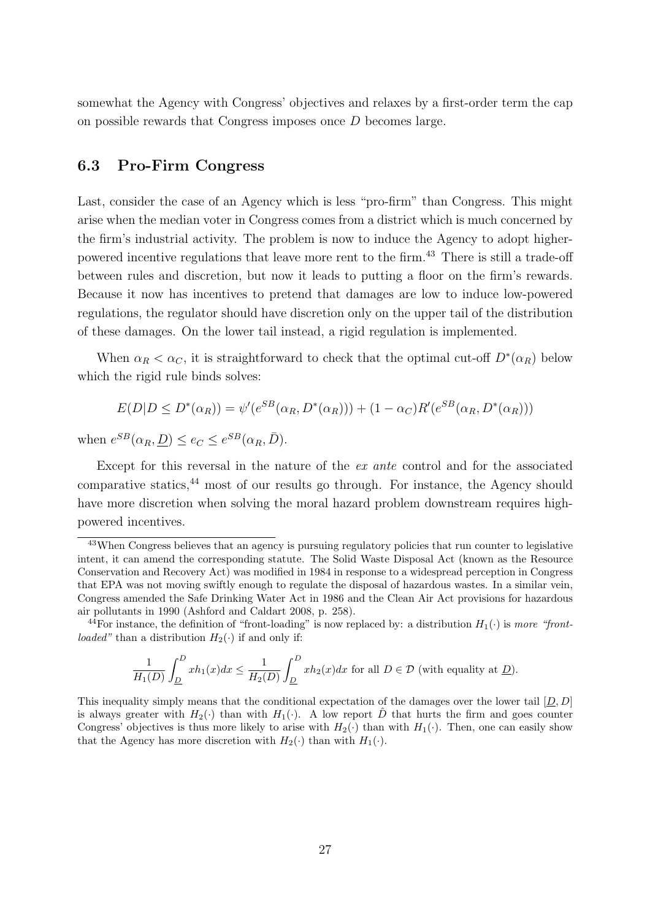somewhat the Agency with Congress' objectives and relaxes by a first-order term the cap on possible rewards that Congress imposes once $D$ becomes large.

### 6.3 Pro-Firm Congress

Last, consider the case of an Agency which is less "pro-firm" than Congress. This might arise when the median voter in Congress comes from a district which is much concerned by the firm's industrial activity. The problem is now to induce the Agency to adopt higher-powered incentive regulations that leave more rent to the firm.[43] There is still a trade-off between rules and discretion, but now it leads to putting a floor on the firm's rewards. Because it now has incentives to pretend that damages are low to induce low-powered regulations, the regulator should have discretion only on the upper tail of the distribution of these damages. On the lower tail instead, a rigid regulation is implemented.

When $\alpha_R < \alpha_C$, it is straightforward to check that the optimal cut-off $D^*(\alpha_R)$ below which the rigid rule binds solves:

$$E(D|D \leq D^*(\alpha_R)) = \psi'(e^{SB}(\alpha_R, D^*(\alpha_R))) + (1 - \alpha_C)R'(e^{SB}(\alpha_R, D^*(\alpha_R)))$$

when $e^{SB}(\alpha_R, \underline{D}) \leq e_C \leq e^{SB}(\alpha_R, \bar{D})$.

Except for this reversal in the nature of the *ex ante* control and for the associated comparative statics,[44] most of our results go through. For instance, the Agency should have more discretion when solving the moral hazard problem downstream requires high-powered incentives.

[43] When Congress believes that an agency is pursuing regulatory policies that run counter to legislative intent, it can amend the corresponding statute. The Solid Waste Disposal Act (known as the Resource Conservation and Recovery Act) was modified in 1984 in response to a widespread perception in Congress that EPA was not moving swiftly enough to regulate the disposal of hazardous wastes. In a similar vein, Congress amended the Safe Drinking Water Act in 1986 and the Clean Air Act provisions for hazardous air pollutants in 1990 (Ashford and Caldart 2008, p. 258).

[44] For instance, the definition of "front-loading" is now replaced by: a distribution $H_1(\cdot)$ is *more "front-loaded"* than a distribution $H_2(\cdot)$ if and only if:

$$\frac{1}{H_1(D)} \int_{\underline{D}}^{D} x h_1(x) dx \leq \frac{1}{H_2(D)} \int_{\underline{D}}^{D} x h_2(x) dx \text{ for all } D \in \mathcal{D} \text{ (with equality at } \underline{D}).$$

This inequality simply means that the conditional expectation of the damages over the lower tail $[\underline{D}, D]$ is always greater with $H_2(\cdot)$ than with $H_1(\cdot)$. A low report $\hat{D}$ that hurts the firm and goes counter Congress' objectives is thus more likely to arise with $H_2(\cdot)$ than with $H_1(\cdot)$. Then, one can easily show that the Agency has more discretion with $H_2(\cdot)$ than with $H_1(\cdot)$.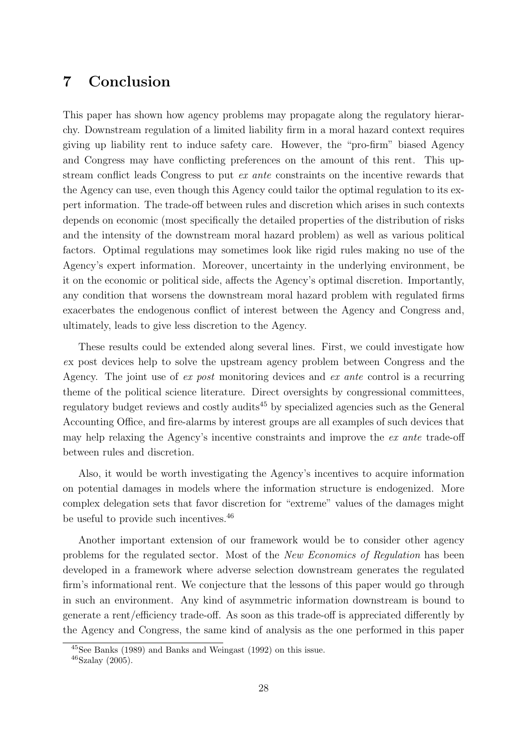## 7 Conclusion

This paper has shown how agency problems may propagate along the regulatory hierarchy. Downstream regulation of a limited liability firm in a moral hazard context requires giving up liability rent to induce safety care. However, the "pro-firm" biased Agency and Congress may have conflicting preferences on the amount of this rent. This upstream conflict leads Congress to put *ex ante* constraints on the incentive rewards that the Agency can use, even though this Agency could tailor the optimal regulation to its expert information. The trade-off between rules and discretion which arises in such contexts depends on economic (most specifically the detailed properties of the distribution of risks and the intensity of the downstream moral hazard problem) as well as various political factors. Optimal regulations may sometimes look like rigid rules making no use of the Agency's expert information. Moreover, uncertainty in the underlying environment, be it on the economic or political side, affects the Agency's optimal discretion. Importantly, any condition that worsens the downstream moral hazard problem with regulated firms exacerbates the endogenous conflict of interest between the Agency and Congress and, ultimately, leads to give less discretion to the Agency.

These results could be extended along several lines. First, we could investigate how *e*x post devices help to solve the upstream agency problem between Congress and the Agency. The joint use of *ex post* monitoring devices and *ex ante* control is a recurring theme of the political science literature. Direct oversights by congressional committees, regulatory budget reviews and costly audits[45] by specialized agencies such as the General Accounting Office, and fire-alarms by interest groups are all examples of such devices that may help relaxing the Agency's incentive constraints and improve the *ex ante* trade-off between rules and discretion.

Also, it would be worth investigating the Agency's incentives to acquire information on potential damages in models where the information structure is endogenized. More complex delegation sets that favor discretion for "extreme" values of the damages might be useful to provide such incentives.[46]

Another important extension of our framework would be to consider other agency problems for the regulated sector. Most of the *New Economics of Regulation* has been developed in a framework where adverse selection downstream generates the regulated firm's informational rent. We conjecture that the lessons of this paper would go through in such an environment. Any kind of asymmetric information downstream is bound to generate a rent/efficiency trade-off. As soon as this trade-off is appreciated differently by the Agency and Congress, the same kind of analysis as the one performed in this paper

[45] See Banks (1989) and Banks and Weingast (1992) on this issue.

[46] Szalay (2005).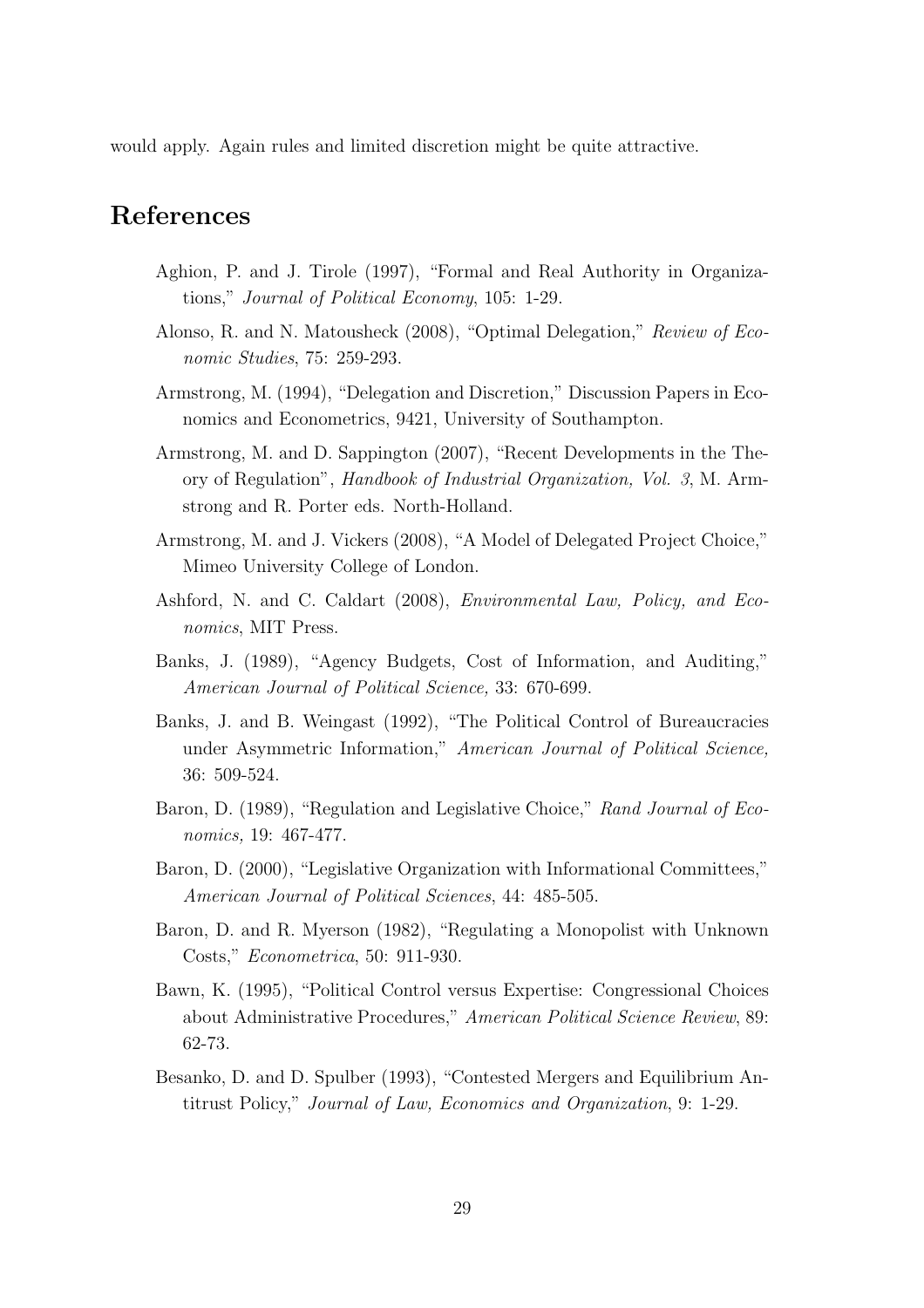would apply. Again rules and limited discretion might be quite attractive.

# References

Aghion, P. and J. Tirole (1997), "Formal and Real Authority in Organizations," *Journal of Political Economy*, 105: 1-29.

Alonso, R. and N. Matousheck (2008), "Optimal Delegation," *Review of Economic Studies*, 75: 259-293.

Armstrong, M. (1994), "Delegation and Discretion," Discussion Papers in Economics and Econometrics, 9421, University of Southampton.

Armstrong, M. and D. Sappington (2007), "Recent Developments in the Theory of Regulation", *Handbook of Industrial Organization, Vol. 3*, M. Armstrong and R. Porter eds. North-Holland.

Armstrong, M. and J. Vickers (2008), "A Model of Delegated Project Choice," Mimeo University College of London.

Ashford, N. and C. Caldart (2008), *Environmental Law, Policy, and Economics*, MIT Press.

Banks, J. (1989), "Agency Budgets, Cost of Information, and Auditing," *American Journal of Political Science,* 33: 670-699.

Banks, J. and B. Weingast (1992), "The Political Control of Bureaucracies under Asymmetric Information," *American Journal of Political Science,* 36: 509-524.

Baron, D. (1989), "Regulation and Legislative Choice," *Rand Journal of Economics,* 19: 467-477.

Baron, D. (2000), "Legislative Organization with Informational Committees," *American Journal of Political Sciences*, 44: 485-505.

Baron, D. and R. Myerson (1982), "Regulating a Monopolist with Unknown Costs," *Econometrica*, 50: 911-930.

Bawn, K. (1995), "Political Control versus Expertise: Congressional Choices about Administrative Procedures," *American Political Science Review*, 89: 62-73.

Besanko, D. and D. Spulber (1993), "Contested Mergers and Equilibrium Antitrust Policy," *Journal of Law, Economics and Organization*, 9: 1-29.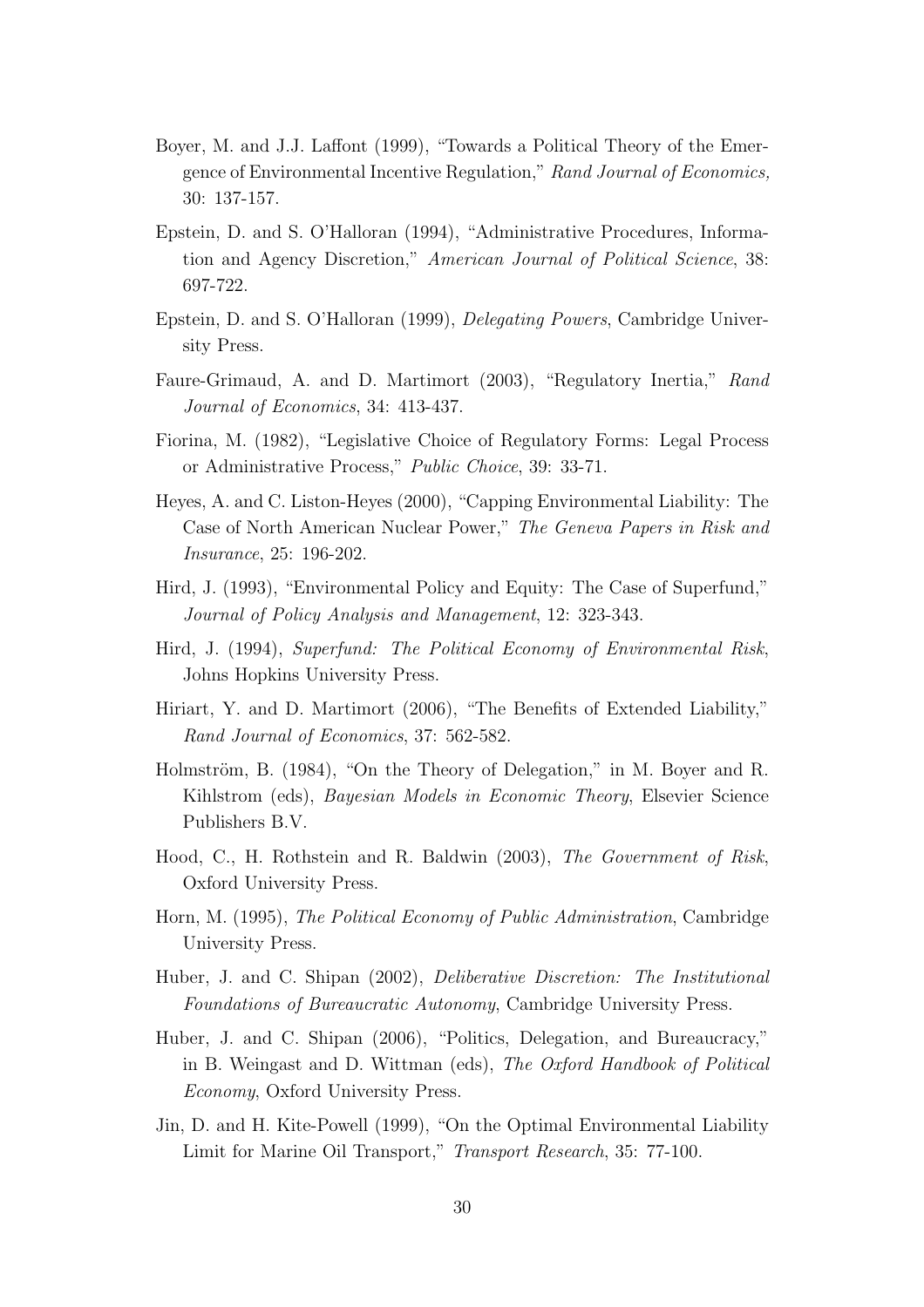Boyer, M. and J.J. Laffont (1999), "Towards a Political Theory of the Emergence of Environmental Incentive Regulation," *Rand Journal of Economics,* 30: 137-157.

Epstein, D. and S. O'Halloran (1994), "Administrative Procedures, Information and Agency Discretion," *American Journal of Political Science*, 38: 697-722.

Epstein, D. and S. O'Halloran (1999), *Delegating Powers*, Cambridge University Press.

Faure-Grimaud, A. and D. Martimort (2003), "Regulatory Inertia," *Rand Journal of Economics*, 34: 413-437.

Fiorina, M. (1982), "Legislative Choice of Regulatory Forms: Legal Process or Administrative Process," *Public Choice*, 39: 33-71.

Heyes, A. and C. Liston-Heyes (2000), "Capping Environmental Liability: The Case of North American Nuclear Power," *The Geneva Papers in Risk and Insurance*, 25: 196-202.

Hird, J. (1993), "Environmental Policy and Equity: The Case of Superfund," *Journal of Policy Analysis and Management*, 12: 323-343.

Hird, J. (1994), *Superfund: The Political Economy of Environmental Risk*, Johns Hopkins University Press.

Hiriart, Y. and D. Martimort (2006), "The Benefits of Extended Liability," *Rand Journal of Economics*, 37: 562-582.

Holmström, B. (1984), "On the Theory of Delegation," in M. Boyer and R. Kihlstrom (eds), *Bayesian Models in Economic Theory*, Elsevier Science Publishers B.V.

Hood, C., H. Rothstein and R. Baldwin (2003), *The Government of Risk*, Oxford University Press.

Horn, M. (1995), *The Political Economy of Public Administration*, Cambridge University Press.

Huber, J. and C. Shipan (2002), *Deliberative Discretion: The Institutional Foundations of Bureaucratic Autonomy*, Cambridge University Press.

Huber, J. and C. Shipan (2006), "Politics, Delegation, and Bureaucracy," in B. Weingast and D. Wittman (eds), *The Oxford Handbook of Political Economy*, Oxford University Press.

Jin, D. and H. Kite-Powell (1999), "On the Optimal Environmental Liability Limit for Marine Oil Transport," *Transport Research*, 35: 77-100.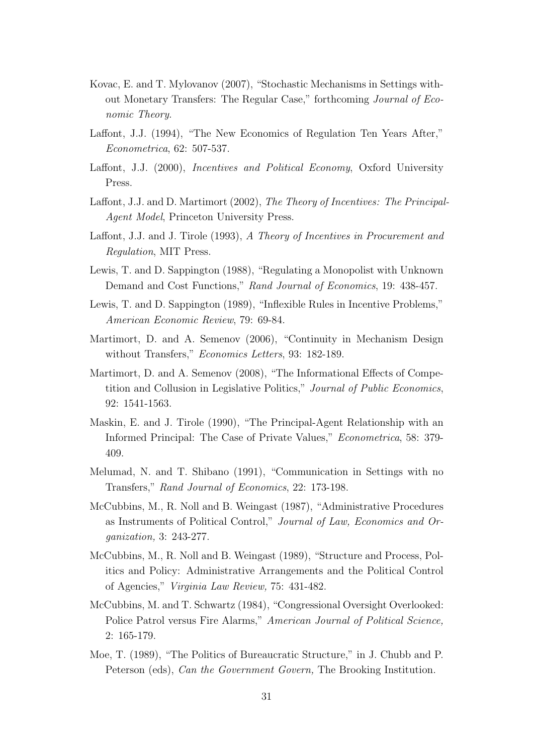Kovac, E. and T. Mylovanov (2007), "Stochastic Mechanisms in Settings without Monetary Transfers: The Regular Case," forthcoming *Journal of Economic Theory*.

Laffont, J.J. (1994), "The New Economics of Regulation Ten Years After," *Econometrica*, 62: 507-537.

Laffont, J.J. (2000), *Incentives and Political Economy*, Oxford University Press.

Laffont, J.J. and D. Martimort (2002), *The Theory of Incentives: The Principal-Agent Model*, Princeton University Press.

Laffont, J.J. and J. Tirole (1993), *A Theory of Incentives in Procurement and Regulation*, MIT Press.

Lewis, T. and D. Sappington (1988), "Regulating a Monopolist with Unknown Demand and Cost Functions," *Rand Journal of Economics*, 19: 438-457.

Lewis, T. and D. Sappington (1989), "Inflexible Rules in Incentive Problems," *American Economic Review*, 79: 69-84.

Martimort, D. and A. Semenov (2006), "Continuity in Mechanism Design without Transfers," *Economics Letters*, 93: 182-189.

Martimort, D. and A. Semenov (2008), "The Informational Effects of Competition and Collusion in Legislative Politics," *Journal of Public Economics*, 92: 1541-1563.

Maskin, E. and J. Tirole (1990), "The Principal-Agent Relationship with an Informed Principal: The Case of Private Values," *Econometrica*, 58: 379-409.

Melumad, N. and T. Shibano (1991), "Communication in Settings with no Transfers," *Rand Journal of Economics*, 22: 173-198.

McCubbins, M., R. Noll and B. Weingast (1987), "Administrative Procedures as Instruments of Political Control," *Journal of Law, Economics and Organization,* 3: 243-277.

McCubbins, M., R. Noll and B. Weingast (1989), "Structure and Process, Politics and Policy: Administrative Arrangements and the Political Control of Agencies," *Virginia Law Review,* 75: 431-482.

McCubbins, M. and T. Schwartz (1984), "Congressional Oversight Overlooked: Police Patrol versus Fire Alarms," *American Journal of Political Science,* 2: 165-179.

Moe, T. (1989), "The Politics of Bureaucratic Structure," in J. Chubb and P. Peterson (eds), *Can the Government Govern,* The Brooking Institution.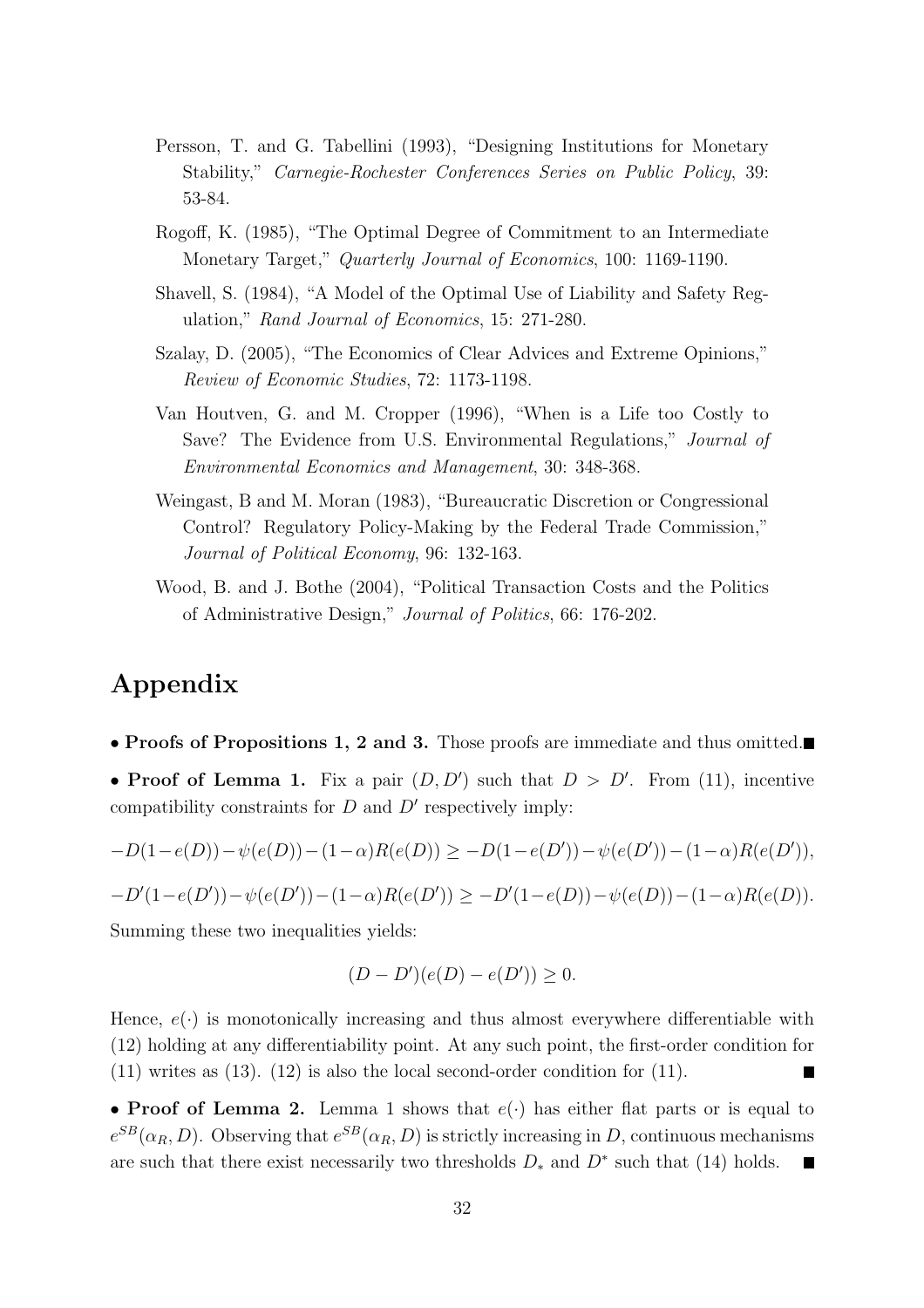Persson, T. and G. Tabellini (1993), "Designing Institutions for Monetary Stability," *Carnegie-Rochester Conferences Series on Public Policy*, 39: 53-84.

Rogoff, K. (1985), "The Optimal Degree of Commitment to an Intermediate Monetary Target," *Quarterly Journal of Economics*, 100: 1169-1190.

Shavell, S. (1984), "A Model of the Optimal Use of Liability and Safety Regulation," *Rand Journal of Economics*, 15: 271-280.

Szalay, D. (2005), "The Economics of Clear Advices and Extreme Opinions," *Review of Economic Studies*, 72: 1173-1198.

Van Houtven, G. and M. Cropper (1996), "When is a Life too Costly to Save? The Evidence from U.S. Environmental Regulations," *Journal of Environmental Economics and Management*, 30: 348-368.

Weingast, B and M. Moran (1983), "Bureaucratic Discretion or Congressional Control? Regulatory Policy-Making by the Federal Trade Commission," *Journal of Political Economy*, 96: 132-163.

Wood, B. and J. Bothe (2004), "Political Transaction Costs and the Politics of Administrative Design," *Journal of Politics*, 66: 176-202.

# Appendix

• **Proofs of Propositions 1, 2 and 3.** Those proofs are immediate and thus omitted. ∎

• **Proof of Lemma 1.** Fix a pair $(D, D')$ such that $D > D'$. From (11), incentive compatibility constraints for $D$ and $D'$ respectively imply:

$$-D(1-e(D))-\psi(e(D))-(1-\alpha)R(e(D)) \geq -D(1-e(D'))-\psi(e(D'))-(1-\alpha)R(e(D')),$$

$$-D'(1-e(D'))-\psi(e(D'))-(1-\alpha)R(e(D')) \geq -D'(1-e(D))-\psi(e(D))-(1-\alpha)R(e(D)).$$

Summing these two inequalities yields:

$$(D - D')(e(D) - e(D')) \geq 0.$$

Hence, $e(\cdot)$ is monotonically increasing and thus almost everywhere differentiable with (12) holding at any differentiability point. At any such point, the first-order condition for (11) writes as (13). (12) is also the local second-order condition for (11). ∎

• **Proof of Lemma 2.** Lemma 1 shows that $e(\cdot)$ has either flat parts or is equal to $e^{SB}(\alpha_R, D)$. Observing that $e^{SB}(\alpha_R, D)$ is strictly increasing in $D$, continuous mechanisms are such that there exist necessarily two thresholds $D_*$ and $D^*$ such that (14) holds. ∎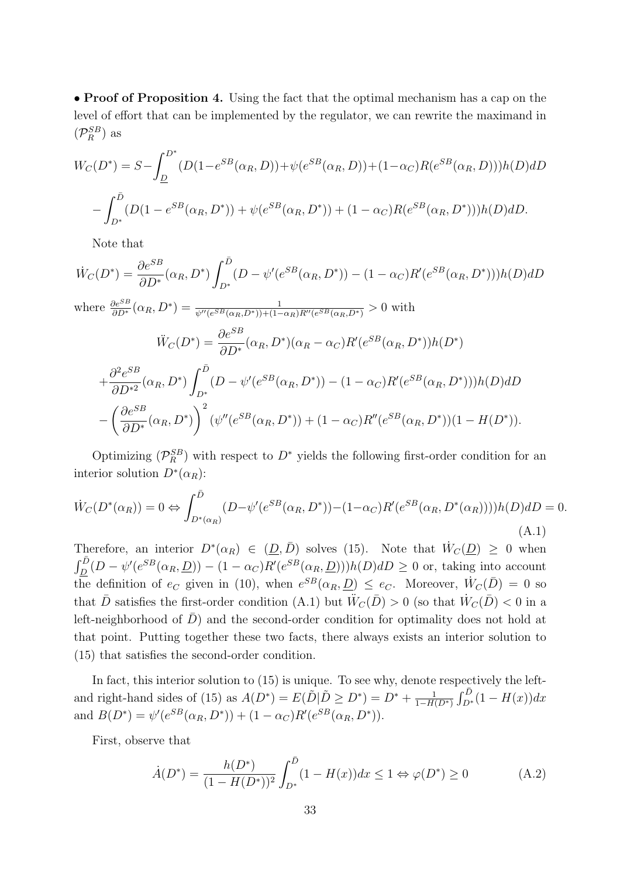• **Proof of Proposition 4.** Using the fact that the optimal mechanism has a cap on the level of effort that can be implemented by the regulator, we can rewrite the maximand in $(\mathcal{P}_R^{SB})$ as

$$W_C(D^*) = S - \int_{\underline{D}}^{D^*} (D(1-e^{SB}(\alpha_R, D)) + \psi(e^{SB}(\alpha_R, D)) + (1-\alpha_C)R(e^{SB}(\alpha_R, D)))h(D)dD$$

$$-\int_{D^*}^{\bar{D}} (D(1-e^{SB}(\alpha_R, D^*)) + \psi(e^{SB}(\alpha_R, D^*)) + (1-\alpha_C)R(e^{SB}(\alpha_R, D^*)))h(D)dD.$$

Note that

$$\dot{W}_C(D^*) = \frac{\partial e^{SB}}{\partial D^*}(\alpha_R, D^*) \int_{D^*}^{\bar{D}} (D - \psi'(e^{SB}(\alpha_R, D^*)) - (1-\alpha_C)R'(e^{SB}(\alpha_R, D^*)))h(D)dD$$

where $\frac{\partial e^{SB}}{\partial D^*}(\alpha_R, D^*) = \frac{1}{\psi''(e^{SB}(\alpha_R,D^*)) + (1-\alpha_R)R''(e^{SB}(\alpha_R,D^*))} > 0$ with

$$\ddot{W}_C(D^*) = \frac{\partial e^{SB}}{\partial D^*}(\alpha_R, D^*)(\alpha_R - \alpha_C)R'(e^{SB}(\alpha_R, D^*))h(D^*)$$

$$+\frac{\partial^2 e^{SB}}{\partial D^{*2}}(\alpha_R, D^*) \int_{D^*}^{\bar{D}} (D - \psi'(e^{SB}(\alpha_R, D^*)) - (1-\alpha_C)R'(e^{SB}(\alpha_R, D^*)))h(D)dD$$

$$-\left(\frac{\partial e^{SB}}{\partial D^*}(\alpha_R, D^*)\right)^2 (\psi''(e^{SB}(\alpha_R, D^*)) + (1-\alpha_C)R''(e^{SB}(\alpha_R, D^*))(1-H(D^*)).$$

Optimizing $(\mathcal{P}_R^{SB})$ with respect to $D^*$ yields the following first-order condition for an interior solution $D^*(\alpha_R)$:

$$\dot{W}_C(D^*(\alpha_R)) = 0 \Leftrightarrow \int_{D^*(\alpha_R)}^{\bar{D}} (D - \psi'(e^{SB}(\alpha_R, D^*)) - (1-\alpha_C)R'(e^{SB}(\alpha_R, D^*(\alpha_R)))))h(D)dD = 0. \tag{A.1}$$

Therefore, an interior $D^*(\alpha_R) \in (\underline{D}, \bar{D})$ solves (15). Note that $\dot{W}_C(\underline{D}) \geq 0$ when $\int_{\underline{D}}^{\bar{D}} (D - \psi'(e^{SB}(\alpha_R, \underline{D})) - (1-\alpha_C)R'(e^{SB}(\alpha_R, \underline{D})))h(D)dD \geq 0$ or, taking into account the definition of $e_C$ given in (10), when $e^{SB}(\alpha_R, \underline{D}) \leq e_C$. Moreover, $\dot{W}_C(\bar{D}) = 0$ so that $\bar{D}$ satisfies the first-order condition (A.1) but $\ddot{W}_C(\bar{D}) > 0$ (so that $\dot{W}_C(\bar{D}) < 0$ in a left-neighborhood of $\bar{D}$) and the second-order condition for optimality does not hold at that point. Putting together these two facts, there always exists an interior solution to (15) that satisfies the second-order condition.

In fact, this interior solution to (15) is unique. To see why, denote respectively the left- and right-hand sides of (15) as $A(D^*) = E(\tilde{D}|\tilde{D} \geq D^*) = D^* + \frac{1}{1-H(D^*)} \int_{D^*}^{\bar{D}} (1-H(x))dx$ and $B(D^*) = \psi'(e^{SB}(\alpha_R, D^*)) + (1-\alpha_C)R'(e^{SB}(\alpha_R, D^*))$.

First, observe that

$$\dot{A}(D^*) = \frac{h(D^*)}{(1-H(D^*))^2} \int_{D^*}^{\bar{D}} (1-H(x))dx \leq 1 \Leftrightarrow \varphi(D^*) \geq 0 \tag{A.2}$$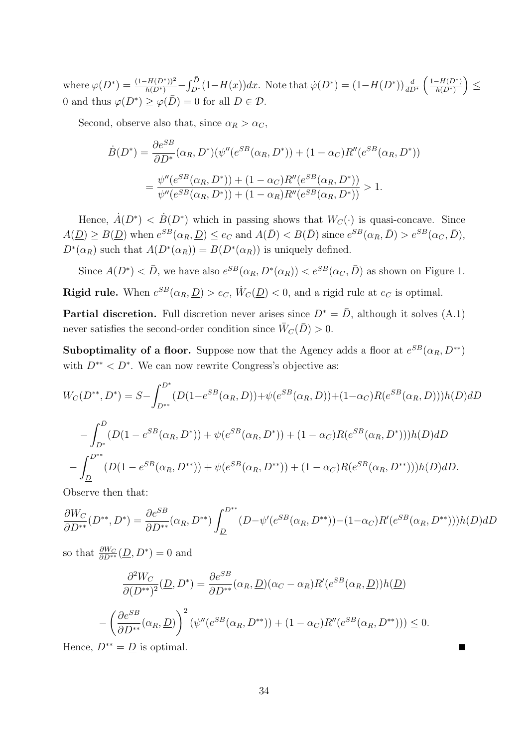where $\varphi(D^*) = \frac{(1-H(D^*))^2}{h(D^*)} - \int_{D^*}^{\bar{D}}(1-H(x))dx$. Note that $\dot{\varphi}(D^*) = (1-H(D^*))\frac{d}{dD^*}\left(\frac{1-H(D^*)}{h(D^*)}\right) \leq 0$ and thus $\varphi(D^*) \geq \varphi(\bar{D}) = 0$ for all $D \in \mathcal{D}$.

Second, observe also that, since $\alpha_R > \alpha_C$,

$$\dot{B}(D^*) = \frac{\partial e^{SB}}{\partial D^*}(\alpha_R, D^*)(\psi''(e^{SB}(\alpha_R, D^*)) + (1-\alpha_C)R''(e^{SB}(\alpha_R, D^*))$$

$$= \frac{\psi''(e^{SB}(\alpha_R, D^*)) + (1-\alpha_C)R''(e^{SB}(\alpha_R, D^*))}{\psi''(e^{SB}(\alpha_R, D^*)) + (1-\alpha_R)R''(e^{SB}(\alpha_R, D^*))} > 1.$$

Hence, $\dot{A}(D^*) < \dot{B}(D^*)$ which in passing shows that $W_C(\cdot)$ is quasi-concave. Since $A(\underline{D}) \geq B(\underline{D})$ when $e^{SB}(\alpha_R, \underline{D}) \leq e_C$ and $A(\bar{D}) < B(\bar{D})$ since $e^{SB}(\alpha_R, \bar{D}) > e^{SB}(\alpha_C, \bar{D})$, $D^*(\alpha_R)$ such that $A(D^*(\alpha_R)) = B(D^*(\alpha_R))$ is uniquely defined.

Since $A(D^*) < \bar{D}$, we have also $e^{SB}(\alpha_R, D^*(\alpha_R)) < e^{SB}(\alpha_C, \bar{D})$ as shown on Figure 1.

**Rigid rule.** When $e^{SB}(\alpha_R, \underline{D}) > e_C$, $\dot{W}_C(\underline{D}) < 0$, and a rigid rule at $e_C$ is optimal.

**Partial discretion.** Full discretion never arises since $D^* = \bar{D}$, although it solves (A.1) never satisfies the second-order condition since $\ddot{W}_C(\bar{D}) > 0$.

**Suboptimality of a floor.** Suppose now that the Agency adds a floor at $e^{SB}(\alpha_R, D^{**})$ with $D^{**} < D^*$. We can now rewrite Congress's objective as:

$$W_C(D^{**}, D^*) = S - \int_{D^{**}}^{D^*}(D(1-e^{SB}(\alpha_R, D)) + \psi(e^{SB}(\alpha_R, D)) + (1-\alpha_C)R(e^{SB}(\alpha_R, D)))h(D)dD$$

$$-\int_{D^*}^{\bar{D}}(D(1-e^{SB}(\alpha_R, D^*)) + \psi(e^{SB}(\alpha_R, D^*)) + (1-\alpha_C)R(e^{SB}(\alpha_R, D^*)))h(D)dD$$

$$-\int_{\underline{D}}^{D^{**}}(D(1-e^{SB}(\alpha_R, D^{**})) + \psi(e^{SB}(\alpha_R, D^{**})) + (1-\alpha_C)R(e^{SB}(\alpha_R, D^{**})))h(D)dD.$$

Observe then that:

$$\frac{\partial W_C}{\partial D^{**}}(D^{**}, D^*) = \frac{\partial e^{SB}}{\partial D^{**}}(\alpha_R, D^{**})\int_{\underline{D}}^{D^{**}}(D - \psi'(e^{SB}(\alpha_R, D^{**})) - (1-\alpha_C)R'(e^{SB}(\alpha_R, D^{**})))h(D)dD$$

so that $\frac{\partial W_C}{\partial D^{**}}(\underline{D}, D^*) = 0$ and

$$\frac{\partial^2 W_C}{\partial (D^{**})^2}(\underline{D}, D^*) = \frac{\partial e^{SB}}{\partial D^{**}}(\alpha_R, \underline{D})(\alpha_C - \alpha_R)R'(e^{SB}(\alpha_R, \underline{D}))h(\underline{D})$$

$$-\left(\frac{\partial e^{SB}}{\partial D^{**}}(\alpha_R, \underline{D})\right)^2(\psi''(e^{SB}(\alpha_R, D^{**})) + (1-\alpha_C)R''(e^{SB}(\alpha_R, D^{**}))) \leq 0.$$

Hence, $D^{**} = \underline{D}$ is optimal. ∎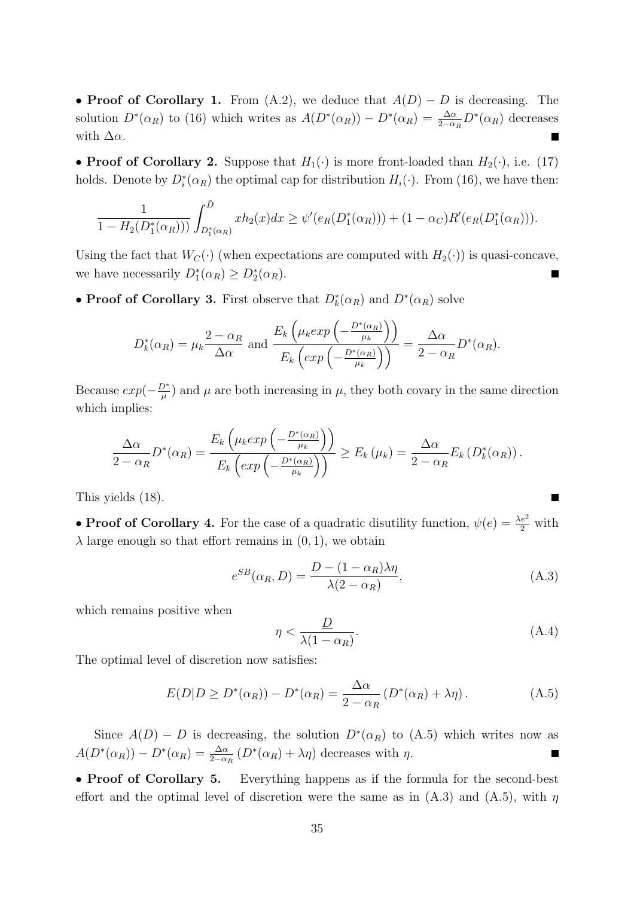• **Proof of Corollary 1.** From (A.2), we deduce that $A(D) - D$ is decreasing. The solution $D^*(\alpha_R)$ to (16) which writes as $A(D^*(\alpha_R)) - D^*(\alpha_R) = \frac{\Delta\alpha}{2-\alpha_R} D^*(\alpha_R)$ decreases with $\Delta\alpha$. ■

• **Proof of Corollary 2.** Suppose that $H_1(\cdot)$ is more front-loaded than $H_2(\cdot)$, i.e. (17) holds. Denote by $D_i^*(\alpha_R)$ the optimal cap for distribution $H_i(\cdot)$. From (16), we have then:

$$\frac{1}{1 - H_2(D_1^*(\alpha_R)))} \int_{D_1^*(\alpha_R)}^{\bar{D}} x h_2(x) dx \geq \psi'(e_R(D_1^*(\alpha_R))) + (1 - \alpha_C) R'(e_R(D_1^*(\alpha_R))).$$

Using the fact that $W_C(\cdot)$ (when expectations are computed with $H_2(\cdot)$) is quasi-concave, we have necessarily $D_1^*(\alpha_R) \geq D_2^*(\alpha_R)$. ■

• **Proof of Corollary 3.** First observe that $D_k^*(\alpha_R)$ and $D^*(\alpha_R)$ solve

$$D_k^*(\alpha_R) = \mu_k \frac{2 - \alpha_R}{\Delta\alpha} \text{ and } \frac{E_k\left(\mu_k exp\left(-\frac{D^*(\alpha_R)}{\mu_k}\right)\right)}{E_k\left(exp\left(-\frac{D^*(\alpha_R)}{\mu_k}\right)\right)} = \frac{\Delta\alpha}{2 - \alpha_R} D^*(\alpha_R).$$

Because $exp(-\frac{D^*}{\mu})$ and $\mu$ are both increasing in $\mu$, they both covary in the same direction which implies:

$$\frac{\Delta\alpha}{2 - \alpha_R} D^*(\alpha_R) = \frac{E_k\left(\mu_k exp\left(-\frac{D^*(\alpha_R)}{\mu_k}\right)\right)}{E_k\left(exp\left(-\frac{D^*(\alpha_R)}{\mu_k}\right)\right)} \geq E_k(\mu_k) = \frac{\Delta\alpha}{2 - \alpha_R} E_k\left(D_k^*(\alpha_R)\right).$$

This yields (18). ■

• **Proof of Corollary 4.** For the case of a quadratic disutility function, $\psi(e) = \frac{\lambda e^2}{2}$ with $\lambda$ large enough so that effort remains in $(0, 1)$, we obtain

$$e^{SB}(\alpha_R, D) = \frac{D - (1 - \alpha_R)\lambda\eta}{\lambda(2 - \alpha_R)}, \tag{A.3}$$

which remains positive when

$$\eta < \frac{\underline{D}}{\lambda(1 - \alpha_R)}. \tag{A.4}$$

The optimal level of discretion now satisfies:

$$E(D|D \geq D^*(\alpha_R)) - D^*(\alpha_R) = \frac{\Delta\alpha}{2 - \alpha_R}\left(D^*(\alpha_R) + \lambda\eta\right). \tag{A.5}$$

Since $A(D) - D$ is decreasing, the solution $D^*(\alpha_R)$ to (A.5) which writes now as $A(D^*(\alpha_R)) - D^*(\alpha_R) = \frac{\Delta\alpha}{2-\alpha_R}\left(D^*(\alpha_R) + \lambda\eta\right)$ decreases with $\eta$. ■

• **Proof of Corollary 5.** Everything happens as if the formula for the second-best effort and the optimal level of discretion were the same as in (A.3) and (A.5), with $\eta$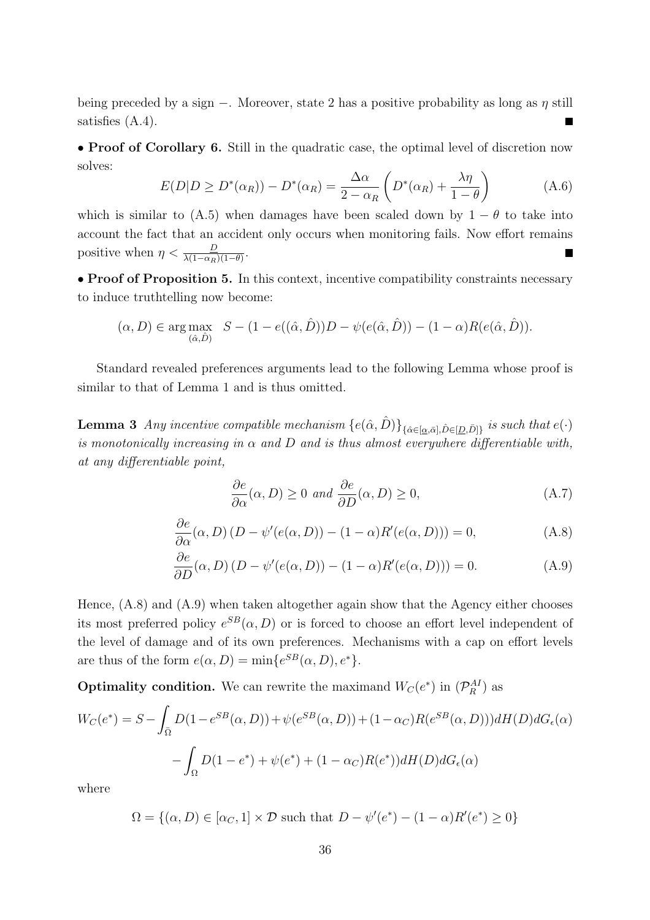being preceded by a sign $-$. Moreover, state 2 has a positive probability as long as $\eta$ still satisfies (A.4). ■

• **Proof of Corollary 6.** Still in the quadratic case, the optimal level of discretion now solves:

$$E(D|D \geq D^*(\alpha_R)) - D^*(\alpha_R) = \frac{\Delta\alpha}{2-\alpha_R}\left(D^*(\alpha_R) + \frac{\lambda\eta}{1-\theta}\right) \tag{A.6}$$

which is similar to (A.5) when damages have been scaled down by $1-\theta$ to take into account the fact that an accident only occurs when monitoring fails. Now effort remains positive when $\eta < \frac{D}{\lambda(1-\alpha_R)(1-\theta)}$. ■

• **Proof of Proposition 5.** In this context, incentive compatibility constraints necessary to induce truthtelling now become:

$$(\alpha, D) \in \arg\max_{(\hat{\alpha},\hat{D})} \quad S - (1 - e((\hat{\alpha}, \hat{D}))D - \psi(e(\hat{\alpha}, \hat{D})) - (1-\alpha)R(e(\hat{\alpha}, \hat{D})).$$

Standard revealed preferences arguments lead to the following Lemma whose proof is similar to that of Lemma 1 and is thus omitted.

**Lemma 3** *Any incentive compatible mechanism $\{e(\hat{\alpha}, \hat{D})\}_{\{\hat{\alpha}\in[\underline{\alpha},\bar{\alpha}],\hat{D}\in[\underline{D},\bar{D}]\}}$ is such that $e(\cdot)$ is monotonically increasing in $\alpha$ and $D$ and is thus almost everywhere differentiable with, at any differentiable point,*

$$\frac{\partial e}{\partial \alpha}(\alpha, D) \geq 0 \text{ and } \frac{\partial e}{\partial D}(\alpha, D) \geq 0, \tag{A.7}$$

$$\frac{\partial e}{\partial \alpha}(\alpha, D)\left(D - \psi'(e(\alpha, D)) - (1-\alpha)R'(e(\alpha, D))\right) = 0, \tag{A.8}$$

$$\frac{\partial e}{\partial D}(\alpha, D)\left(D - \psi'(e(\alpha, D)) - (1-\alpha)R'(e(\alpha, D))\right) = 0. \tag{A.9}$$

Hence, (A.8) and (A.9) when taken altogether again show that the Agency either chooses its most preferred policy $e^{SB}(\alpha, D)$ or is forced to choose an effort level independent of the level of damage and of its own preferences. Mechanisms with a cap on effort levels are thus of the form $e(\alpha, D) = \min\{e^{SB}(\alpha, D), e^*\}$.

**Optimality condition.** We can rewrite the maximand $W_C(e^*)$ in $(\mathcal{P}_R^{AI})$ as

$$W_C(e^*) = S - \int_{\bar{\Omega}} D(1 - e^{SB}(\alpha, D)) + \psi(e^{SB}(\alpha, D)) + (1-\alpha_C)R(e^{SB}(\alpha, D)))dH(D)dG_\epsilon(\alpha)$$

$$- \int_{\Omega} D(1 - e^*) + \psi(e^*) + (1-\alpha_C)R(e^*))dH(D)dG_\epsilon(\alpha)$$

where

$$\Omega = \{(\alpha, D) \in [\alpha_C, 1] \times \mathcal{D} \text{ such that } D - \psi'(e^*) - (1-\alpha)R'(e^*) \geq 0\}$$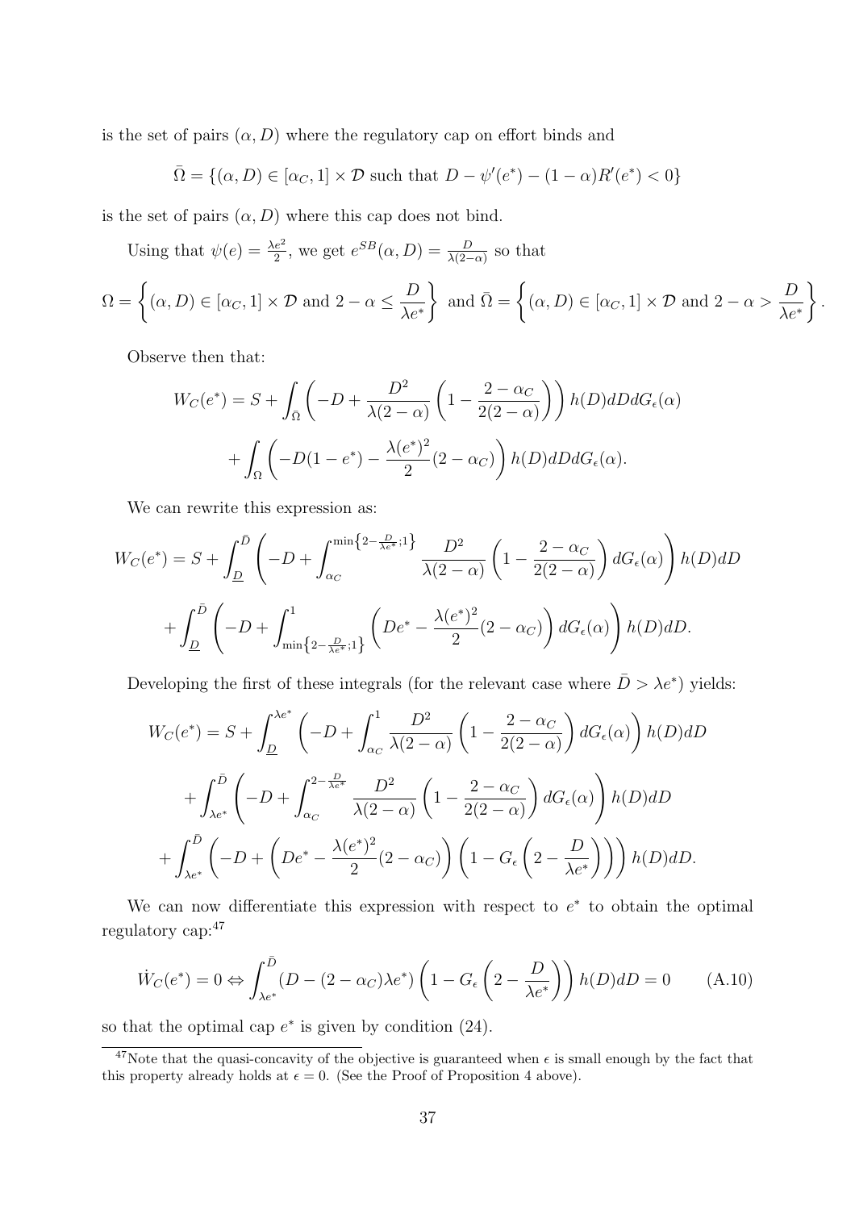is the set of pairs $(\alpha, D)$ where the regulatory cap on effort binds and

$$\bar{\Omega} = \{(\alpha, D) \in [\alpha_C, 1] \times \mathcal{D} \text{ such that } D - \psi'(e^*) - (1-\alpha)R'(e^*) < 0\}$$

is the set of pairs $(\alpha, D)$ where this cap does not bind.

Using that $\psi(e) = \frac{\lambda e^2}{2}$, we get $e^{SB}(\alpha, D) = \frac{D}{\lambda(2-\alpha)}$ so that

$$\Omega = \left\{(\alpha, D) \in [\alpha_C, 1] \times \mathcal{D} \text{ and } 2 - \alpha \leq \frac{D}{\lambda e^*}\right\} \text{ and } \bar{\Omega} = \left\{(\alpha, D) \in [\alpha_C, 1] \times \mathcal{D} \text{ and } 2 - \alpha > \frac{D}{\lambda e^*}\right\}.$$

Observe then that:

$$W_C(e^*) = S + \int_{\bar{\Omega}} \left(-D + \frac{D^2}{\lambda(2-\alpha)}\left(1 - \frac{2-\alpha_C}{2(2-\alpha)}\right)\right) h(D)dDdG_\epsilon(\alpha)$$
$$+ \int_{\Omega} \left(-D(1-e^*) - \frac{\lambda(e^*)^2}{2}(2-\alpha_C)\right) h(D)dDdG_\epsilon(\alpha).$$

We can rewrite this expression as:

$$W_C(e^*) = S + \int_{\underline{D}}^{\bar{D}} \left(-D + \int_{\alpha_C}^{\min\left\{2-\frac{D}{\lambda e^*};1\right\}} \frac{D^2}{\lambda(2-\alpha)}\left(1 - \frac{2-\alpha_C}{2(2-\alpha)}\right)dG_\epsilon(\alpha)\right) h(D)dD$$
$$+ \int_{\underline{D}}^{\bar{D}} \left(-D + \int_{\min\left\{2-\frac{D}{\lambda e^*};1\right\}}^{1} \left(De^* - \frac{\lambda(e^*)^2}{2}(2-\alpha_C)\right)dG_\epsilon(\alpha)\right) h(D)dD.$$

Developing the first of these integrals (for the relevant case where $\bar{D} > \lambda e^*$) yields:

$$W_C(e^*) = S + \int_{\underline{D}}^{\lambda e^*} \left(-D + \int_{\alpha_C}^{1} \frac{D^2}{\lambda(2-\alpha)}\left(1 - \frac{2-\alpha_C}{2(2-\alpha)}\right)dG_\epsilon(\alpha)\right) h(D)dD$$
$$+ \int_{\lambda e^*}^{\bar{D}} \left(-D + \int_{\alpha_C}^{2-\frac{D}{\lambda e^*}} \frac{D^2}{\lambda(2-\alpha)}\left(1 - \frac{2-\alpha_C}{2(2-\alpha)}\right)dG_\epsilon(\alpha)\right) h(D)dD$$
$$+ \int_{\lambda e^*}^{\bar{D}} \left(-D + \left(De^* - \frac{\lambda(e^*)^2}{2}(2-\alpha_C)\right)\left(1 - G_\epsilon\left(2 - \frac{D}{\lambda e^*}\right)\right)\right) h(D)dD.$$

We can now differentiate this expression with respect to $e^*$ to obtain the optimal regulatory cap:[47]

$$\dot{W}_C(e^*) = 0 \Leftrightarrow \int_{\lambda e^*}^{\bar{D}} (D - (2-\alpha_C)\lambda e^*)\left(1 - G_\epsilon\left(2 - \frac{D}{\lambda e^*}\right)\right) h(D)dD = 0 \qquad \text{(A.10)}$$

so that the optimal cap $e^*$ is given by condition (24).

[47] Note that the quasi-concavity of the objective is guaranteed when $\epsilon$ is small enough by the fact that this property already holds at $\epsilon = 0$. (See the Proof of Proposition 4 above).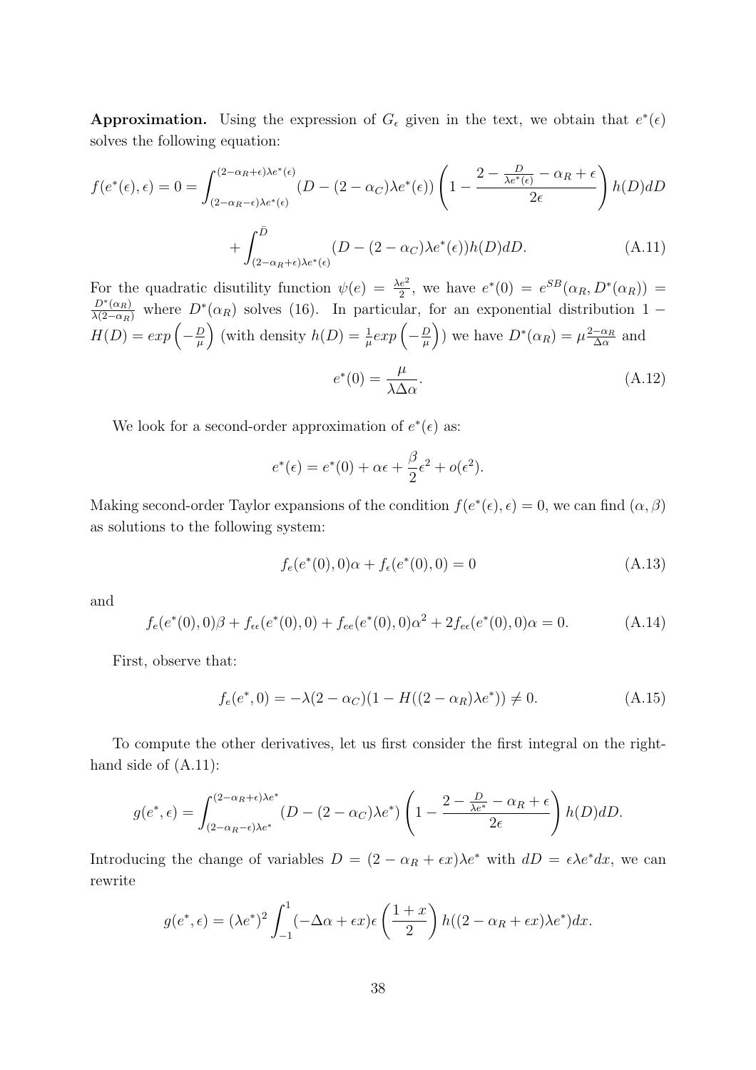**Approximation.** Using the expression of $G_\epsilon$ given in the text, we obtain that $e^*(\epsilon)$ solves the following equation:

$$f(e^*(\epsilon),\epsilon) = 0 = \int_{(2-\alpha_R-\epsilon)\lambda e^*(\epsilon)}^{(2-\alpha_R+\epsilon)\lambda e^*(\epsilon)} (D-(2-\alpha_C)\lambda e^*(\epsilon)) \left(1 - \frac{2-\frac{D}{\lambda e^*(\epsilon)} - \alpha_R + \epsilon}{2\epsilon}\right) h(D)dD$$

$$+ \int_{(2-\alpha_R+\epsilon)\lambda e^*(\epsilon)}^{\bar{D}} (D-(2-\alpha_C)\lambda e^*(\epsilon))h(D)dD. \tag{A.11}$$

For the quadratic disutility function $\psi(e) = \frac{\lambda e^2}{2}$, we have $e^*(0) = e^{SB}(\alpha_R, D^*(\alpha_R)) = \frac{D^*(\alpha_R)}{\lambda(2-\alpha_R)}$ where $D^*(\alpha_R)$ solves (16). In particular, for an exponential distribution $1 - H(D) = exp\left(-\frac{D}{\mu}\right)$ (with density $h(D) = \frac{1}{\mu}exp\left(-\frac{D}{\mu}\right)$) we have $D^*(\alpha_R) = \mu\frac{2-\alpha_R}{\Delta\alpha}$ and

$$e^*(0) = \frac{\mu}{\lambda\Delta\alpha}. \tag{A.12}$$

We look for a second-order approximation of $e^*(\epsilon)$ as:

$$e^*(\epsilon) = e^*(0) + \alpha\epsilon + \frac{\beta}{2}\epsilon^2 + o(\epsilon^2).$$

Making second-order Taylor expansions of the condition $f(e^*(\epsilon),\epsilon) = 0$, we can find $(\alpha,\beta)$ as solutions to the following system:

$$f_e(e^*(0),0)\alpha + f_\epsilon(e^*(0),0) = 0 \tag{A.13}$$

and

$$f_e(e^*(0),0)\beta + f_{\epsilon\epsilon}(e^*(0),0) + f_{ee}(e^*(0),0)\alpha^2 + 2f_{e\epsilon}(e^*(0),0)\alpha = 0. \tag{A.14}$$

First, observe that:

$$f_e(e^*,0) = -\lambda(2-\alpha_C)(1-H((2-\alpha_R)\lambda e^*)) \neq 0. \tag{A.15}$$

To compute the other derivatives, let us first consider the first integral on the right-hand side of (A.11):

$$g(e^*,\epsilon) = \int_{(2-\alpha_R-\epsilon)\lambda e^*}^{(2-\alpha_R+\epsilon)\lambda e^*} (D-(2-\alpha_C)\lambda e^*) \left(1 - \frac{2-\frac{D}{\lambda e^*} - \alpha_R + \epsilon}{2\epsilon}\right) h(D)dD.$$

Introducing the change of variables $D = (2-\alpha_R+\epsilon x)\lambda e^*$ with $dD = \epsilon\lambda e^* dx$, we can rewrite

$$g(e^*,\epsilon) = (\lambda e^*)^2 \int_{-1}^{1} (-\Delta\alpha + \epsilon x)\epsilon\left(\frac{1+x}{2}\right) h((2-\alpha_R+\epsilon x)\lambda e^*)dx.$$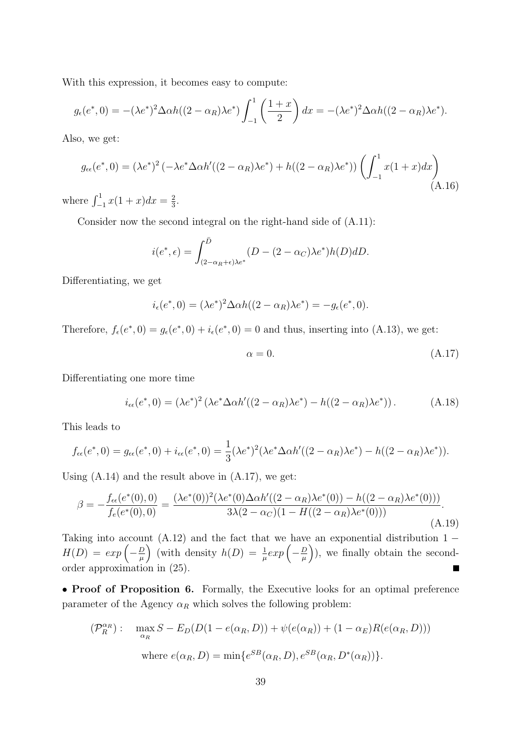With this expression, it becomes easy to compute:

$$g_\epsilon(e^*, 0) = -(\lambda e^*)^2 \Delta\alpha h((2-\alpha_R)\lambda e^*) \int_{-1}^{1} \left(\frac{1+x}{2}\right) dx = -(\lambda e^*)^2 \Delta\alpha h((2-\alpha_R)\lambda e^*).$$

Also, we get:

$$g_{\epsilon\epsilon}(e^*, 0) = (\lambda e^*)^2 \left(-\lambda e^* \Delta\alpha h'((2-\alpha_R)\lambda e^*) + h((2-\alpha_R)\lambda e^*)\right) \left(\int_{-1}^{1} x(1+x)dx\right) \tag{A.16}$$

where $\int_{-1}^{1} x(1+x)dx = \frac{2}{3}$.

Consider now the second integral on the right-hand side of (A.11):

$$i(e^*, \epsilon) = \int_{(2-\alpha_R+\epsilon)\lambda e^*}^{\bar{D}} (D - (2-\alpha_C)\lambda e^*) h(D) dD.$$

Differentiating, we get

$$i_\epsilon(e^*, 0) = (\lambda e^*)^2 \Delta\alpha h((2-\alpha_R)\lambda e^*) = -g_\epsilon(e^*, 0).$$

Therefore, $f_\epsilon(e^*, 0) = g_\epsilon(e^*, 0) + i_\epsilon(e^*, 0) = 0$ and thus, inserting into (A.13), we get:

$$\alpha = 0. \tag{A.17}$$

Differentiating one more time

$$i_{\epsilon\epsilon}(e^*, 0) = (\lambda e^*)^2 \left(\lambda e^* \Delta\alpha h'((2-\alpha_R)\lambda e^*) - h((2-\alpha_R)\lambda e^*)\right). \tag{A.18}$$

This leads to

$$f_{\epsilon\epsilon}(e^*, 0) = g_{\epsilon\epsilon}(e^*, 0) + i_{\epsilon\epsilon}(e^*, 0) = \frac{1}{3}(\lambda e^*)^2 (\lambda e^* \Delta\alpha h'((2-\alpha_R)\lambda e^*) - h((2-\alpha_R)\lambda e^*)).$$

Using (A.14) and the result above in (A.17), we get:

$$\beta = -\frac{f_{\epsilon\epsilon}(e^*(0), 0)}{f_e(e^*(0), 0)} = \frac{(\lambda e^*(0))^2 (\lambda e^*(0) \Delta\alpha h'((2-\alpha_R)\lambda e^*(0)) - h((2-\alpha_R)\lambda e^*(0)))}{3\lambda(2-\alpha_C)(1 - H((2-\alpha_R)\lambda e^*(0)))}. \tag{A.19}$$

Taking into account (A.12) and the fact that we have an exponential distribution $1 - H(D) = exp\left(-\frac{D}{\mu}\right)$ (with density $h(D) = \frac{1}{\mu} exp\left(-\frac{D}{\mu}\right)$), we finally obtain the second-order approximation in (25). ■

• **Proof of Proposition 6.** Formally, the Executive looks for an optimal preference parameter of the Agency $\alpha_R$ which solves the following problem:

$$(\mathcal{P}_R^{\alpha_R}): \quad \max_{\alpha_R} S - E_D(D(1 - e(\alpha_R, D)) + \psi(e(\alpha_R)) + (1-\alpha_E)R(e(\alpha_R, D)))$$

$$\text{where } e(\alpha_R, D) = \min\{e^{SB}(\alpha_R, D), e^{SB}(\alpha_R, D^*(\alpha_R))\}.$$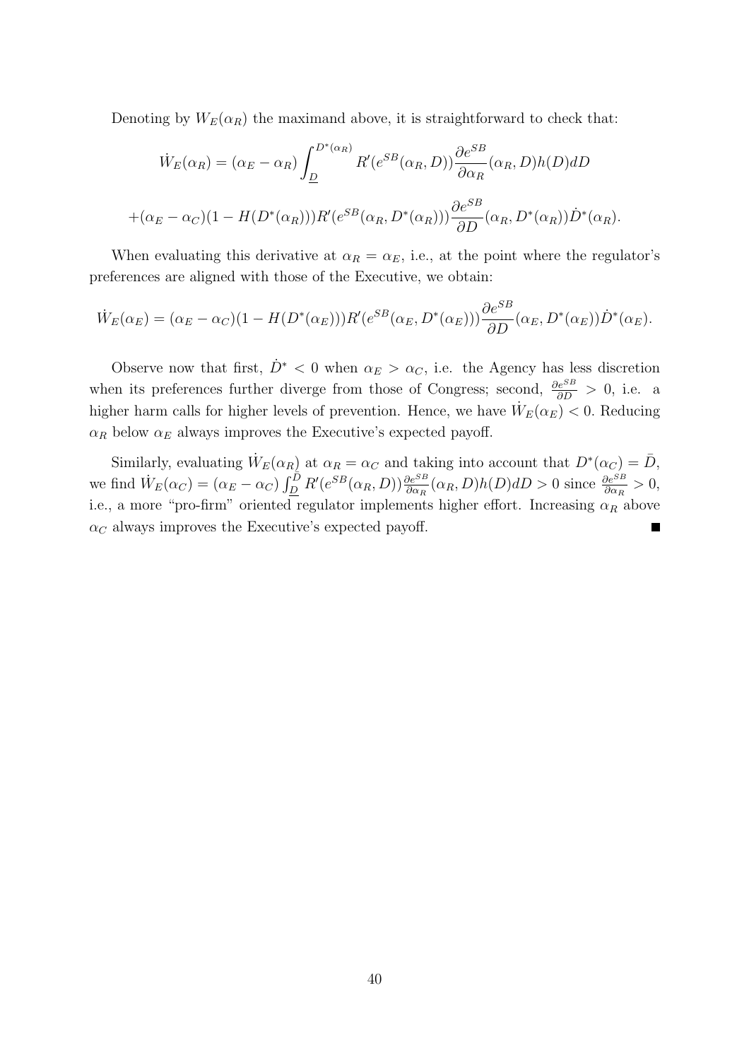Denoting by $W_E(\alpha_R)$ the maximand above, it is straightforward to check that:

$$\dot{W}_E(\alpha_R) = (\alpha_E - \alpha_R) \int_{\underline{D}}^{D^*(\alpha_R)} R'(e^{SB}(\alpha_R, D)) \frac{\partial e^{SB}}{\partial \alpha_R}(\alpha_R, D) h(D) dD$$

$$+(\alpha_E - \alpha_C)(1 - H(D^*(\alpha_R)))R'(e^{SB}(\alpha_R, D^*(\alpha_R))) \frac{\partial e^{SB}}{\partial D}(\alpha_R, D^*(\alpha_R))\dot{D}^*(\alpha_R).$$

When evaluating this derivative at $\alpha_R = \alpha_E$, i.e., at the point where the regulator's preferences are aligned with those of the Executive, we obtain:

$$\dot{W}_E(\alpha_E) = (\alpha_E - \alpha_C)(1 - H(D^*(\alpha_E)))R'(e^{SB}(\alpha_E, D^*(\alpha_E))) \frac{\partial e^{SB}}{\partial D}(\alpha_E, D^*(\alpha_E))\dot{D}^*(\alpha_E).$$

Observe now that first, $\dot{D}^* < 0$ when $\alpha_E > \alpha_C$, i.e. the Agency has less discretion when its preferences further diverge from those of Congress; second, $\frac{\partial e^{SB}}{\partial D} > 0$, i.e. a higher harm calls for higher levels of prevention. Hence, we have $\dot{W}_E(\alpha_E) < 0$. Reducing $\alpha_R$ below $\alpha_E$ always improves the Executive's expected payoff.

Similarly, evaluating $\dot{W}_E(\alpha_R)$ at $\alpha_R = \alpha_C$ and taking into account that $D^*(\alpha_C) = \bar{D}$, we find $\dot{W}_E(\alpha_C) = (\alpha_E - \alpha_C) \int_{\underline{D}}^{\bar{D}} R'(e^{SB}(\alpha_R, D)) \frac{\partial e^{SB}}{\partial \alpha_R}(\alpha_R, D) h(D) dD > 0$ since $\frac{\partial e^{SB}}{\partial \alpha_R} > 0$, i.e., a more "pro-firm" oriented regulator implements higher effort. Increasing $\alpha_R$ above $\alpha_C$ always improves the Executive's expected payoff. ■